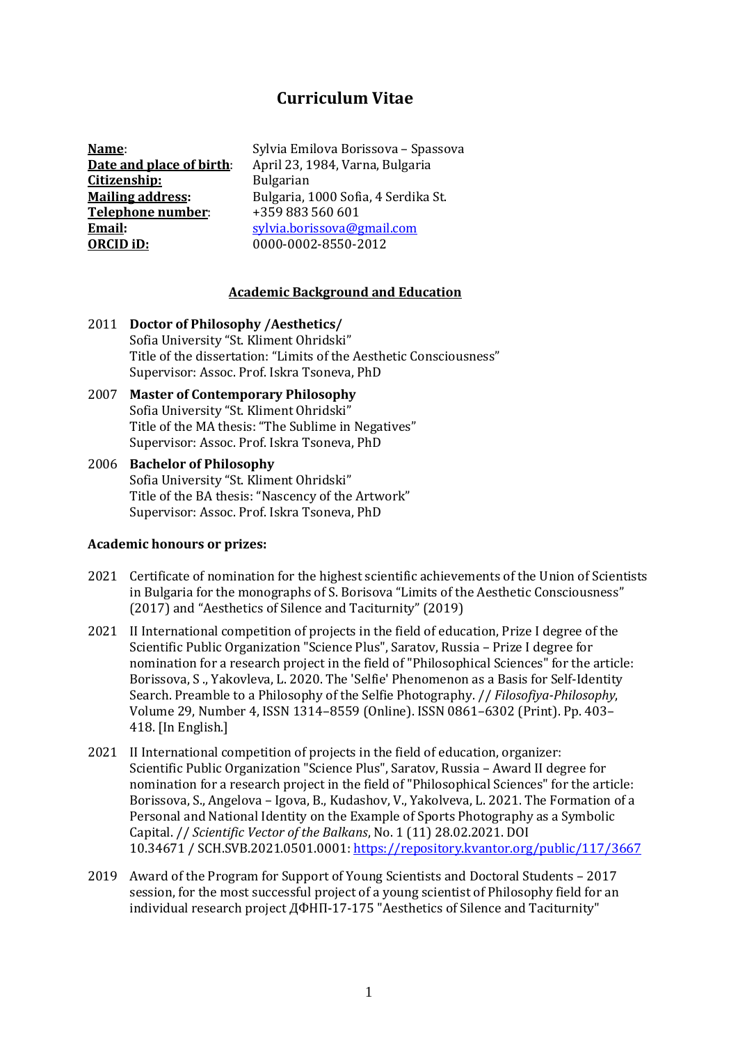# Curriculum Vitae

**Name**: Sylvia Emilova Borissova – Spassova
**Date and place of birth**: April 23, 1984, Varna, Bulgaria
**Citizenship:** Bulgarian
**Mailing address:** Bulgaria, 1000 Sofia, 4 Serdika St.
**Telephone number**: +359 883 560 601
**Email:** sylvia.borissova@gmail.com
**ORCID iD:** 0000-0002-8550-2012

## Academic Background and Education

2011 **Doctor of Philosophy /Aesthetics/**
Sofia University "St. Kliment Ohridski"
Title of the dissertation: "Limits of the Aesthetic Consciousness"
Supervisor: Assoc. Prof. Iskra Tsoneva, PhD

2007 **Master of Contemporary Philosophy**
Sofia University "St. Kliment Ohridski"
Title of the MA thesis: "The Sublime in Negatives"
Supervisor: Assoc. Prof. Iskra Tsoneva, PhD

2006 **Bachelor of Philosophy**
Sofia University "St. Kliment Ohridski"
Title of the BA thesis: "Nascency of the Artwork"
Supervisor: Assoc. Prof. Iskra Tsoneva, PhD

### Academic honours or prizes:

2021 Certificate of nomination for the highest scientific achievements of the Union of Scientists in Bulgaria for the monographs of S. Borisova "Limits of the Aesthetic Consciousness" (2017) and "Aesthetics of Silence and Taciturnity" (2019)

2021 II International competition of projects in the field of education, Prize I degree of the Scientific Public Organization "Science Plus", Saratov, Russia – Prize I degree for nomination for a research project in the field of "Philosophical Sciences" for the article: Borissova, S ., Yakovleva, L. 2020. The 'Selfie' Phenomenon as a Basis for Self-Identity Search. Preamble to a Philosophy of the Selfie Photography. // *Filosofiya-Philosophy*, Volume 29, Number 4, ISSN 1314–8559 (Online). ISSN 0861–6302 (Print). Pp. 403–418. [In English.]

2021 II International competition of projects in the field of education, organizer: Scientific Public Organization "Science Plus", Saratov, Russia – Award II degree for nomination for a research project in the field of "Philosophical Sciences" for the article: Borissova, S., Angelova – Igova, B., Kudashov, V., Yakolveva, L. 2021. The Formation of a Personal and National Identity on the Example of Sports Photography as a Symbolic Capital. // *Scientific Vector of the Balkans*, No. 1 (11) 28.02.2021. DOI 10.34671 / SCH.SVB.2021.0501.0001: https://repository.kvantor.org/public/117/3667

2019 Award of the Program for Support of Young Scientists and Doctoral Students – 2017 session, for the most successful project of a young scientist of Philosophy field for an individual research project ДФНП-17-175 "Aesthetics of Silence and Taciturnity"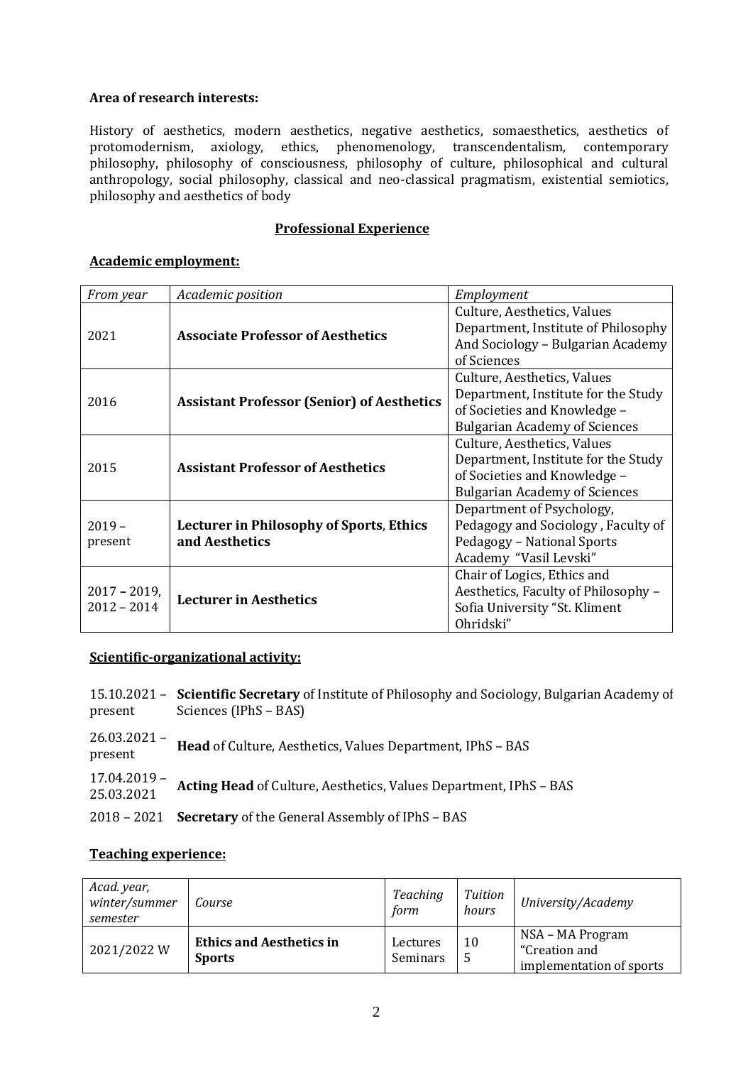**Area of research interests:**

History of aesthetics, modern aesthetics, negative aesthetics, somaesthetics, aesthetics of protomodernism, axiology, ethics, phenomenology, transcendentalism, contemporary philosophy, philosophy of consciousness, philosophy of culture, philosophical and cultural anthropology, social philosophy, classical and neo-classical pragmatism, existential semiotics, philosophy and aesthetics of body

## Professional Experience

### Academic employment:

| *From year* | *Academic position* | *Employment* |
|---|---|---|
| 2021 | **Associate Professor of Aesthetics** | Culture, Aesthetics, Values Department, Institute of Philosophy And Sociology – Bulgarian Academy of Sciences |
| 2016 | **Assistant Professor (Senior) of Aesthetics** | Culture, Aesthetics, Values Department, Institute for the Study of Societies and Knowledge – Bulgarian Academy of Sciences |
| 2015 | **Assistant Professor of Aesthetics** | Culture, Aesthetics, Values Department, Institute for the Study of Societies and Knowledge – Bulgarian Academy of Sciences |
| 2019 – present | **Lecturer in Philosophy of Sports, Ethics and Aesthetics** | Department of Psychology, Pedagogy and Sociology , Faculty of Pedagogy – National Sports Academy "Vasil Levski" |
| 2017 – 2019, 2012 – 2014 | **Lecturer in Aesthetics** | Chair of Logics, Ethics and Aesthetics, Faculty of Philosophy – Sofia University "St. Kliment Ohridski" |

### Scientific-organizational activity:

15.10.2021 – present **Scientific Secretary** of Institute of Philosophy and Sociology, Bulgarian Academy of Sciences (IPhS – BAS)

26.03.2021 – present **Head** of Culture, Aesthetics, Values Department, IPhS – BAS

17.04.2019 – 25.03.2021 **Acting Head** of Culture, Aesthetics, Values Department, IPhS – BAS

2018 – 2021 **Secretary** of the General Assembly of IPhS – BAS

### Teaching experience:

| *Acad. year, winter/summer semester* | *Course* | *Teaching form* | *Tuition hours* | *University/Academy* |
|---|---|---|---|---|
| 2021/2022 W | **Ethics and Aesthetics in Sports** | Lectures Seminars | 10 5 | NSA – MA Program "Creation and implementation of sports |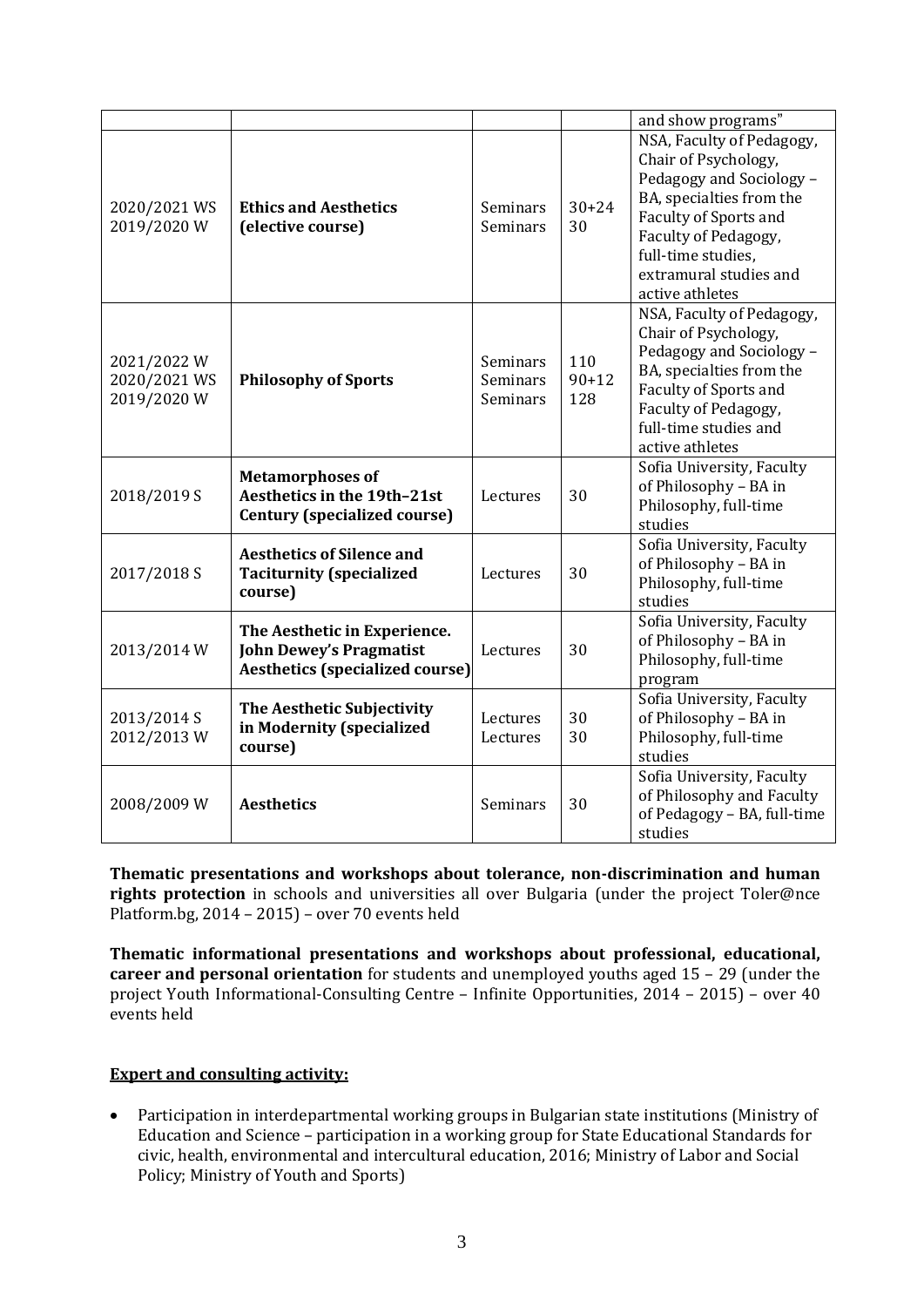|  |  |  |  | and show programs" |
|---|---|---|---|---|
| 2020/2021 WS<br>2019/2020 W | **Ethics and Aesthetics (elective course)** | Seminars<br>Seminars | 30+24<br>30 | NSA, Faculty of Pedagogy, Chair of Psychology, Pedagogy and Sociology – BA, specialties from the Faculty of Sports and Faculty of Pedagogy, full-time studies, extramural studies and active athletes |
| 2021/2022 W<br>2020/2021 WS<br>2019/2020 W | **Philosophy of Sports** | Seminars<br>Seminars<br>Seminars | 110<br>90+12<br>128 | NSA, Faculty of Pedagogy, Chair of Psychology, Pedagogy and Sociology – BA, specialties from the Faculty of Sports and Faculty of Pedagogy, full-time studies and active athletes |
| 2018/2019 S | **Metamorphoses of Aesthetics in the 19th–21st Century (specialized course)** | Lectures | 30 | Sofia University, Faculty of Philosophy – BA in Philosophy, full-time studies |
| 2017/2018 S | **Aesthetics of Silence and Taciturnity (specialized course)** | Lectures | 30 | Sofia University, Faculty of Philosophy – BA in Philosophy, full-time studies |
| 2013/2014 W | **The Aesthetic in Experience. John Dewey's Pragmatist Aesthetics (specialized course)** | Lectures | 30 | Sofia University, Faculty of Philosophy – BA in Philosophy, full-time program |
| 2013/2014 S<br>2012/2013 W | **The Aesthetic Subjectivity in Modernity (specialized course)** | Lectures<br>Lectures | 30<br>30 | Sofia University, Faculty of Philosophy – BA in Philosophy, full-time studies |
| 2008/2009 W | **Aesthetics** | Seminars | 30 | Sofia University, Faculty of Philosophy and Faculty of Pedagogy – BA, full-time studies |

**Thematic presentations and workshops about tolerance, non-discrimination and human rights protection** in schools and universities all over Bulgaria (under the project Toler@nce Platform.bg, 2014 – 2015) – over 70 events held

**Thematic informational presentations and workshops about professional, educational, career and personal orientation** for students and unemployed youths aged 15 – 29 (under the project Youth Informational-Consulting Centre – Infinite Opportunities, 2014 – 2015) – over 40 events held

**Expert and consulting activity:**

- Participation in interdepartmental working groups in Bulgarian state institutions (Ministry of Education and Science – participation in a working group for State Educational Standards for civic, health, environmental and intercultural education, 2016; Ministry of Labor and Social Policy; Ministry of Youth and Sports)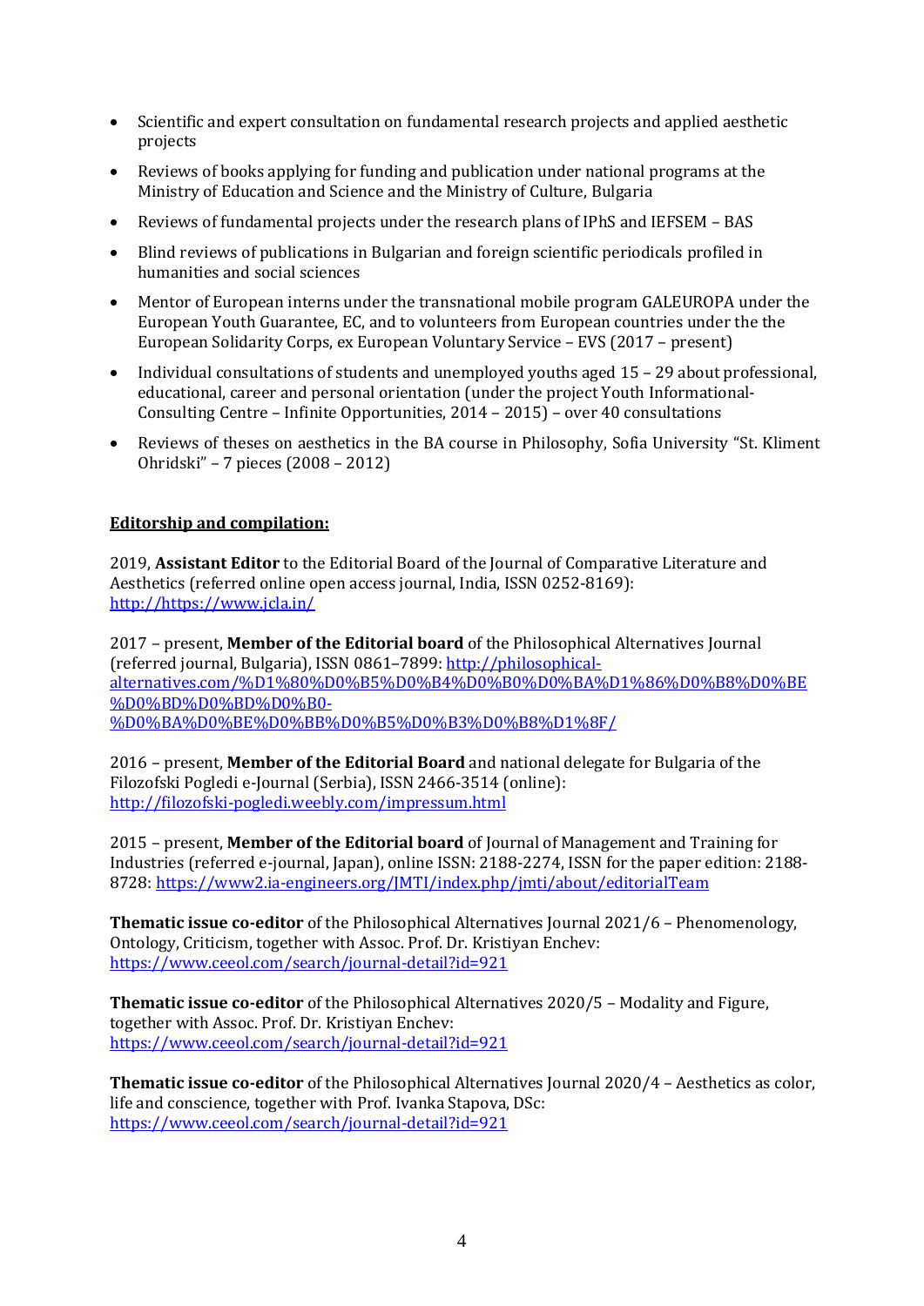- Scientific and expert consultation on fundamental research projects and applied aesthetic projects
- Reviews of books applying for funding and publication under national programs at the Ministry of Education and Science and the Ministry of Culture, Bulgaria
- Reviews of fundamental projects under the research plans of IPhS and IEFSEM – BAS
- Blind reviews of publications in Bulgarian and foreign scientific periodicals profiled in humanities and social sciences
- Mentor of European interns under the transnational mobile program GALEUROPA under the European Youth Guarantee, EC, and to volunteers from European countries under the the European Solidarity Corps, ex European Voluntary Service – EVS (2017 – present)
- Individual consultations of students and unemployed youths aged 15 – 29 about professional, educational, career and personal orientation (under the project Youth Informational-Consulting Centre – Infinite Opportunities, 2014 – 2015) – over 40 consultations
- Reviews of theses on aesthetics in the BA course in Philosophy, Sofia University "St. Kliment Ohridski" – 7 pieces (2008 – 2012)

**Editorship and compilation:**

2019, **Assistant Editor** to the Editorial Board of the Journal of Comparative Literature and Aesthetics (referred online open access journal, India, ISSN 0252-8169): [http://https://www.jcla.in/](http://https://www.jcla.in/)

2017 – present, **Member of the Editorial board** of the Philosophical Alternatives Journal (referred journal, Bulgaria), ISSN 0861–7899: [http://philosophical-alternatives.com/%D1%80%D0%B5%D0%B4%D0%B0%D0%BA%D1%86%D0%B8%D0%BE%D0%BD%D0%BD%D0%B0-%D0%BA%D0%BE%D0%BB%D0%B5%D0%B3%D0%B8%D1%8F/](http://philosophical-alternatives.com/%D1%80%D0%B5%D0%B4%D0%B0%D0%BA%D1%86%D0%B8%D0%BE%D0%BD%D0%BD%D0%B0-%D0%BA%D0%BE%D0%BB%D0%B5%D0%B3%D0%B8%D1%8F/)

2016 – present, **Member of the Editorial Board** and national delegate for Bulgaria of the Filozofski Pogledi e-Journal (Serbia), ISSN 2466-3514 (online): [http://filozofski-pogledi.weebly.com/impressum.html](http://filozofski-pogledi.weebly.com/impressum.html)

2015 – present, **Member of the Editorial board** of Journal of Management and Training for Industries (referred e-journal, Japan), online ISSN: 2188-2274, ISSN for the paper edition: 2188-8728: [https://www2.ia-engineers.org/JMTI/index.php/jmti/about/editorialTeam](https://www2.ia-engineers.org/JMTI/index.php/jmti/about/editorialTeam)

**Thematic issue co-editor** of the Philosophical Alternatives Journal 2021/6 – Phenomenology, Ontology, Criticism, together with Assoc. Prof. Dr. Kristiyan Enchev: [https://www.ceeol.com/search/journal-detail?id=921](https://www.ceeol.com/search/journal-detail?id=921)

**Thematic issue co-editor** of the Philosophical Alternatives 2020/5 – Modality and Figure, together with Assoc. Prof. Dr. Kristiyan Enchev: [https://www.ceeol.com/search/journal-detail?id=921](https://www.ceeol.com/search/journal-detail?id=921)

**Thematic issue co-editor** of the Philosophical Alternatives Journal 2020/4 – Aesthetics as color, life and conscience, together with Prof. Ivanka Stapova, DSc: [https://www.ceeol.com/search/journal-detail?id=921](https://www.ceeol.com/search/journal-detail?id=921)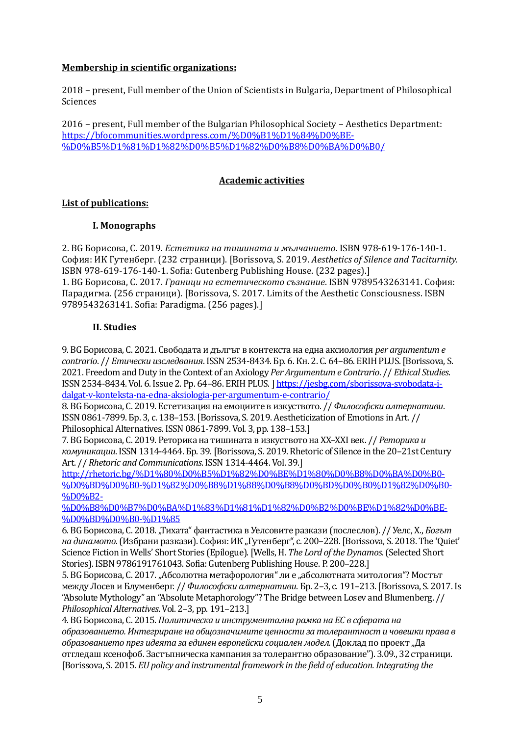**Membership in scientific organizations:**

2018 – present, Full member of the Union of Scientists in Bulgaria, Department of Philosophical Sciences

2016 – present, Full member of the Bulgarian Philosophical Society – Aesthetics Department: https://bfocommunities.wordpress.com/%D0%B1%D1%84%D0%BE-%D0%B5%D1%81%D1%82%D0%B5%D1%82%D0%B8%D0%BA%D0%B0/

**Academic activities**

**List of publications:**

**I. Monographs**

2. BG Борисова, С. 2019. *Естетика на тишината и мълчанието*. ISBN 978-619-176-140-1. София: ИК Гутенберг. (232 страници). [Borissova, S. 2019. *Aesthetics of Silence and Taciturnity.* ISBN 978-619-176-140-1. Sofia: Gutenberg Publishing House. (232 pages).]
1. BG Борисова, С. 2017. *Граници на естетическото съзнание*. ISBN 9789543263141. София: Парадигма. (256 страници). [Borissova, S. 2017. Limits of the Aesthetic Consciousness. ISBN 9789543263141. Sofia: Paradigma. (256 pages).]

**II. Studies**

9. BG Борисова, С. 2021. Свободата и дългът в контекста на една аксиология *per argumentum e contrario*. // *Етически изследвания*. ISSN 2534-8434. Бр. 6. Кн. 2. С. 64–86. ERIH PLUS. [Borissova, S. 2021. Freedom and Duty in the Context of an Axiology *Per Argumentum e Contrario*. // *Ethical Studies*. ISSN 2534-8434. Vol. 6. Issue 2. Pp. 64–86. ERIH PLUS. ] https://jesbg.com/sborissova-svobodata-i-dalgat-v-konteksta-na-edna-aksiologia-per-argumentum-e-contrario/
8. BG Борисова, С. 2019. Естетизация на емоциите в изкуството. // *Философски алтернативи*. ISSN 0861-7899. Бр. 3, с. 138–153. [Borissova, S. 2019. Aestheticization of Emotions in Art. // Philosophical Alternatives. ISSN 0861-7899. Vol. 3, pp. 138–153.]
7. BG Борисова, С. 2019. Реторика на тишината в изкуството на XX–XXI век. // *Реторика и комуникации*. ISSN 1314-4464. Бр. 39. [Borissova, S. 2019. Rhetoric of Silence in the 20–21st Century Art. // *Rhetoric and Communications*. ISSN 1314-4464. Vol. 39.]
http://rhetoric.bg/%D1%80%D0%B5%D1%82%D0%BE%D1%80%D0%B8%D0%BA%D0%B0-%D0%BD%D0%B0-%D1%82%D0%B8%D1%88%D0%B8%D0%BD%D0%B0%D1%82%D0%B0-%D0%B2-%D0%B8%D0%B7%D0%BA%D1%83%D1%81%D1%82%D0%B2%D0%BE%D1%82%D0%BE-%D0%BD%D0%B0-%D1%85
6. BG Борисова, С. 2018. „Тихата" фантастика в Уелсовите разкази (послеслов). // Уелс, Х., *Богът на динамото*. (Избрани разкази). София: ИК „Гутенберг", с. 200–228. [Borissova, S. 2018. The 'Quiet' Science Fiction in Wells' Short Stories (Epilogue). [Wells, H. *The Lord of the Dynamos*. (Selected Short Stories). ISBN 9786191761043. Sofia: Gutenberg Publishing House. P. 200–228.]
5. BG Борисова, С. 2017. „Абсолютна метафорология" ли е „абсолютната митология"? Мостът между Лосев и Блуменберг. // *Философски алтернативи*. Бр. 2–3, с. 191–213. [Borissova, S. 2017. Is "Absolute Mythology" an "Absolute Metaphorology"? The Bridge between Losev and Blumenberg. // *Philosophical Alternatives*. Vol. 2–3, pp. 191–213.]
4. BG Борисова, С. 2015. *Политическа и инструментална рамка на ЕС в сферата на образованието. Интегриране на общозначимите ценности за толерантност и човешки права в образованието през идеята за единен европейски социален модел.* (Доклад по проект „Да отгледаш ксенофоб. Застъпническа кампания за толерантно образование"). 3.09., 32 страници. [Borissova, S. 2015. *EU policy and instrumental framework in the field of education. Integrating the*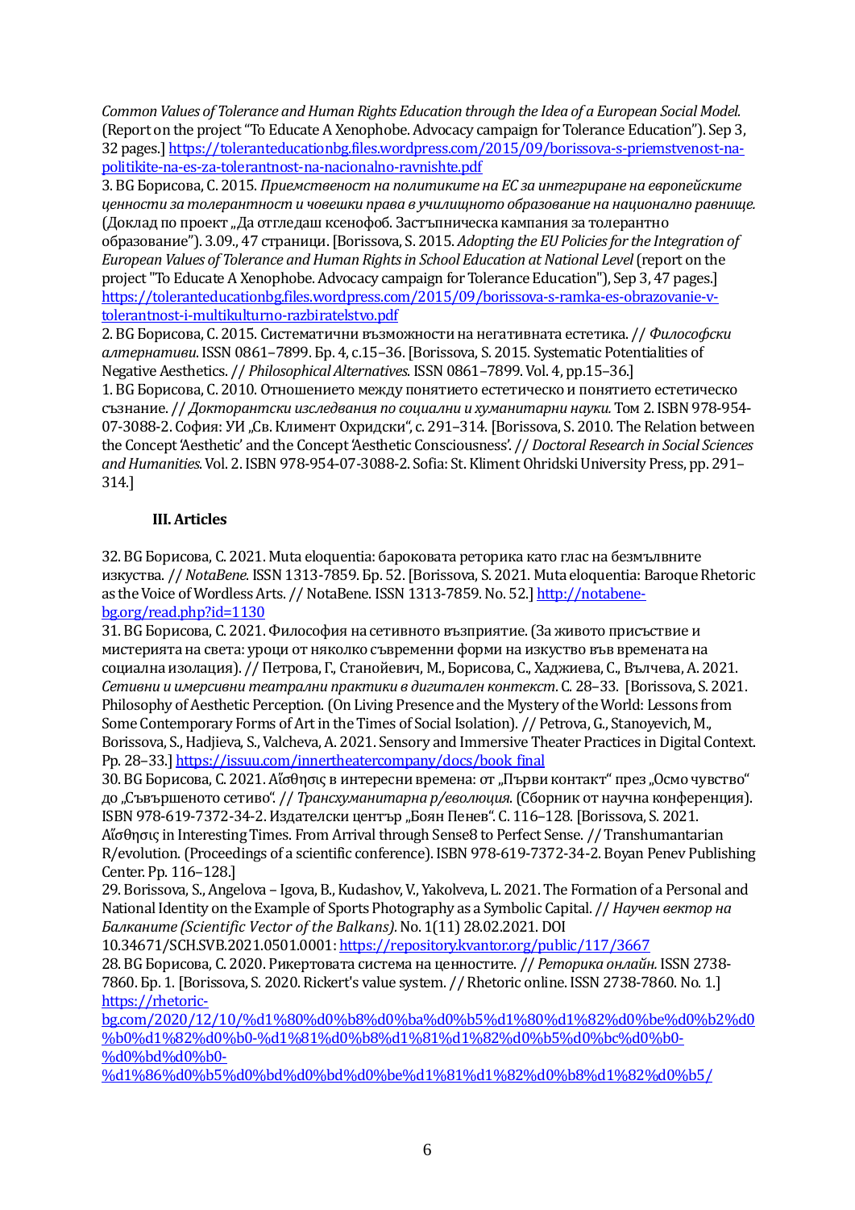*Common Values of Tolerance and Human Rights Education through the Idea of a European Social Model.* (Report on the project "To Educate A Xenophobe. Advocacy campaign for Tolerance Education"). Sep 3, 32 pages.] https://toleranteducationbg.files.wordpress.com/2015/09/borissova-s-priemstvenost-na-politikite-na-es-za-tolerantnost-na-nacionalno-ravnishte.pdf

3. BG Борисова, С. 2015. *Приемственост на политиките на ЕС за интегриране на европейските ценности за толерантност и човешки права в училищното образование на национално равнище.* (Доклад по проект „Да отгледаш ксенофоб. Застъпническа кампания за толерантно образование"). 3.09., 47 страници. [Borissova, S. 2015. *Adopting the EU Policies for the Integration of European Values of Tolerance and Human Rights in School Education at National Level* (report on the project "To Educate A Xenophobe. Advocacy campaign for Tolerance Education"), Sep 3, 47 pages.] https://toleranteducationbg.files.wordpress.com/2015/09/borissova-s-ramka-es-obrazovanie-v-tolerantnost-i-multikulturno-razbiratelstvo.pdf

2. BG Борисова, С. 2015. Систематични възможности на негативната естетика. // *Философски алтернативи*. ISSN 0861–7899. Бр. 4, с.15–36. [Borissova, S. 2015. Systematic Potentialities of Negative Aesthetics. // *Philosophical Alternatives*. ISSN 0861–7899. Vol. 4, pp.15–36.]

1. BG Борисова, С. 2010. Отношението между понятието естетическо и понятието естетическо съзнание. // *Докторантски изследвания по социални и хуманитарни науки.* Том 2. ISBN 978-954-07-3088-2. София: УИ „Св. Климент Охридски", с. 291–314. [Borissova, S. 2010. The Relation between the Concept 'Aesthetic' and the Concept 'Aesthetic Consciousness'. // *Doctoral Research in Social Sciences and Humanities*. Vol. 2. ISBN 978-954-07-3088-2. Sofia: St. Kliment Ohridski University Press, pp. 291–314.]

### III. Articles

32. BG Борисова, С. 2021. Muta eloquentia: бароковата реторика като глас на безмълвните изкуства. // *NotaBene*. ISSN 1313-7859. Бр. 52. [Borissova, S. 2021. Muta eloquentia: Baroque Rhetoric as the Voice of Wordless Arts. // NotaBene. ISSN 1313-7859. No. 52.] http://notabene-bg.org/read.php?id=1130

31. BG Борисова, С. 2021. Философия на сетивното възприятие. (За живото присъствие и мистерията на света: уроци от няколко съвременни форми на изкуство във времената на социална изолация). // Петрова, Г., Станойевич, М., Борисова, С., Хаджиева, С., Вълчева, А. 2021. *Сетивни и имерсивни театрални практики в дигитален контекст*. С. 28–33. [Borissova, S. 2021. Philosophy of Aesthetic Perception. (On Living Presence and the Mystery of the World: Lessons from Some Contemporary Forms of Art in the Times of Social Isolation). // Petrova, G., Stanoyevich, M., Borissova, S., Hadjieva, S., Valcheva, A. 2021. Sensory and Immersive Theater Practices in Digital Context. Pp. 28–33.] https://issuu.com/innertheatercompany/docs/book_final

30. BG Борисова, С. 2021. Αἴσθησις в интересни времена: от „Първи контакт" през „Осмо чувство" до „Съвършеното сетиво". // *Трансхуманитарна р/еволюция*. (Сборник от научна конференция). ISBN 978-619-7372-34-2. Издателски център „Боян Пенев". С. 116–128. [Borissova, S. 2021. Αἴσθησις in Interesting Times. From Arrival through Sense8 to Perfect Sense. // Transhumantarian R/evolution. (Proceedings of a scientific conference). ISBN 978-619-7372-34-2. Boyan Penev Publishing Center. Pp. 116–128.]

29. Borissova, S., Angelova – Igova, B., Kudashov, V., Yakolveva, L. 2021. The Formation of a Personal and National Identity on the Example of Sports Photography as a Symbolic Capital. // *Научен вектор на Балканите (Scientific Vector of the Balkans)*. No. 1(11) 28.02.2021. DOI 10.34671/SCH.SVB.2021.0501.0001: https://repository.kvantor.org/public/117/3667

28. BG Борисова, С. 2020. Рикертовата система на ценностите. // *Реторика онлайн.* ISSN 2738-7860. Бр. 1. [Borissova, S. 2020. Rickert's value system. // Rhetoric online. ISSN 2738-7860. No. 1.] https://rhetoric-bg.com/2020/12/10/%d1%80%d0%b8%d0%ba%d0%b5%d1%80%d1%82%d0%be%d0%b2%d0%b0%d1%82%d0%b0-%d1%81%d0%b8%d1%81%d1%82%d0%b5%d0%bc%d0%b0-%d0%bd%d0%b0-%d1%86%d0%b5%d0%bd%d0%bd%d0%be%d1%81%d1%82%d0%b8%d1%82%d0%b5/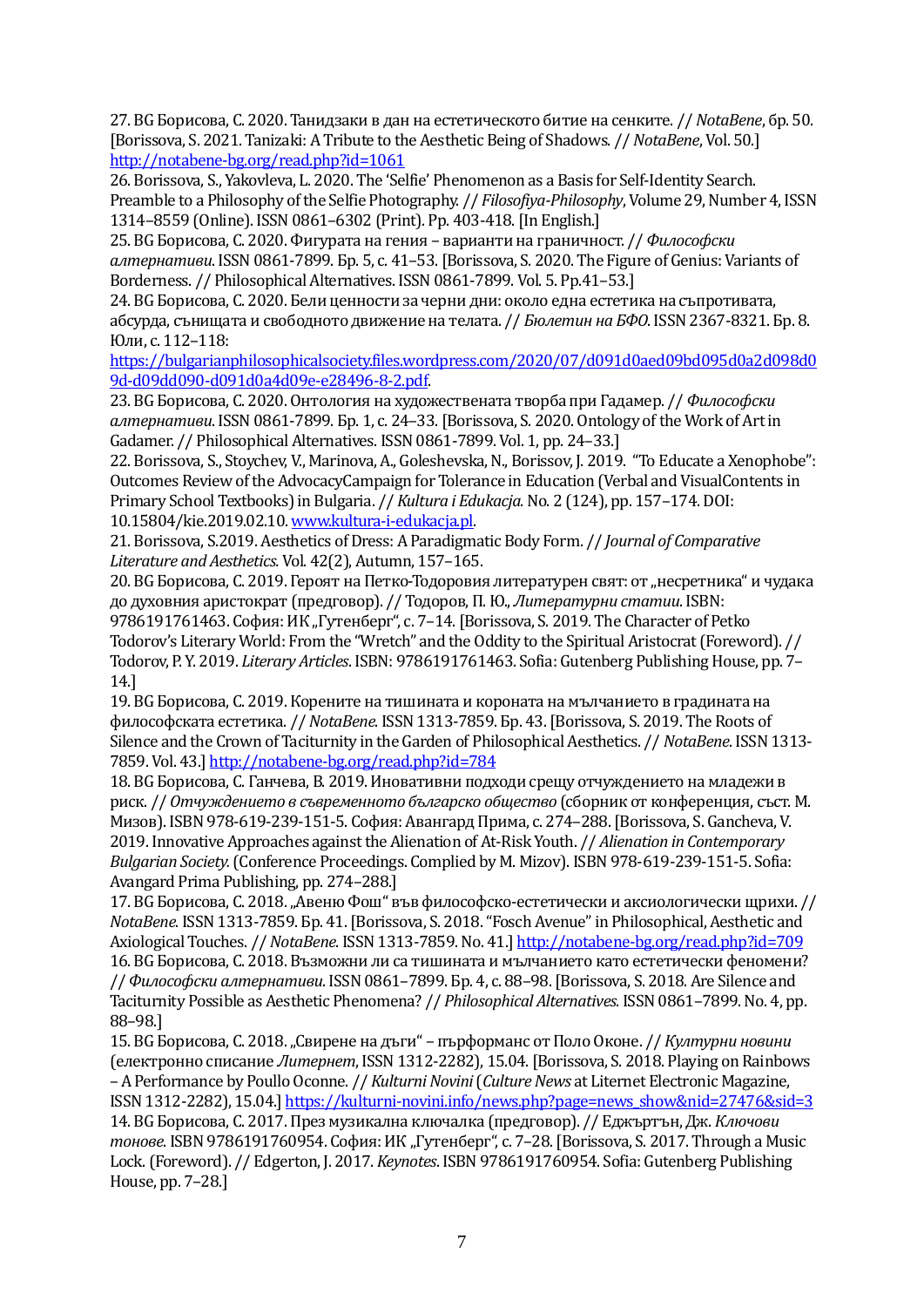27. BG Борисова, С. 2020. Танидзаки в дан на естетическото битие на сенките. // *NotaBene*, бр. 50. [Borissova, S. 2021. Tanizaki: A Tribute to the Aesthetic Being of Shadows. // *NotaBene*, Vol. 50.] http://notabene-bg.org/read.php?id=1061

26. Borissova, S., Yakovleva, L. 2020. The 'Selfie' Phenomenon as a Basis for Self-Identity Search. Preamble to a Philosophy of the Selfie Photography. // *Filosofiya-Philosophy*, Volume 29, Number 4, ISSN 1314–8559 (Online). ISSN 0861–6302 (Print). Pp. 403-418. [In English.]

25. BG Борисова, С. 2020. Фигурата на гения – варианти на граничност. // *Философски алтернативи*. ISSN 0861-7899. Бр. 5, с. 41–53. [Borissova, S. 2020. The Figure of Genius: Variants of Borderness. // Philosophical Alternatives. ISSN 0861-7899. Vol. 5. Pp.41–53.]

24. BG Борисова, С. 2020. Бели ценности за черни дни: около една естетика на съпротивата, абсурда, сънищата и свободното движение на телата. // *Бюлетин на БФО*. ISSN 2367-8321. Бр. 8. Юли, с. 112–118: https://bulgarianphilosophicalsociety.files.wordpress.com/2020/07/d091d0aed09bd095d0a2d098d09d-d09dd090-d091d0a4d09e-e28496-8-2.pdf.

23. BG Борисова, С. 2020. Онтология на художествената творба при Гадамер. // *Философски алтернативи*. ISSN 0861-7899. Бр. 1, с. 24–33. [Borissova, S. 2020. Ontology of the Work of Art in Gadamer. // Philosophical Alternatives. ISSN 0861-7899. Vol. 1, pp. 24–33.]

22. Borissova, S., Stoychev, V., Marinova, A., Goleshevska, N., Borissov, J. 2019. "To Educate a Xenophobe": Outcomes Review of the AdvocacyCampaign for Tolerance in Education (Verbal and VisualContents in Primary School Textbooks) in Bulgaria. // *Kultura i Edukacja*. No. 2 (124), pp. 157–174. DOI: 10.15804/kie.2019.02.10. www.kultura-i-edukacja.pl.

21. Borissova, S.2019. Aesthetics of Dress: A Paradigmatic Body Form. // *Journal of Comparative Literature and Aesthetics.* Vol. 42(2), Autumn, 157–165.

20. BG Борисова, С. 2019. Героят на Петко-Тодоровия литературен свят: от „несретника" и чудака до духовния аристократ (предговор). // Тодоров, П. Ю., *Литературни статии*. ISBN: 9786191761463. София: ИК „Гутенберг", с. 7–14. [Borissova, S. 2019. The Character of Petko Todorov's Literary World: From the "Wretch" and the Oddity to the Spiritual Aristocrat (Foreword). // Todorov, P. Y. 2019. *Literary Articles*. ISBN: 9786191761463. Sofia: Gutenberg Publishing House, pp. 7–14.]

19. BG Борисова, С. 2019. Корените на тишината и короната на мълчанието в градината на философската естетика. // *NotaBene*. ISSN 1313-7859. Бр. 43. [Borissova, S. 2019. The Roots of Silence and the Crown of Taciturnity in the Garden of Philosophical Aesthetics. // *NotaBene*. ISSN 1313-7859. Vol. 43.] http://notabene-bg.org/read.php?id=784

18. BG Борисова, С. Ганчева, В. 2019. Иновативни подходи срещу отчуждението на младежи в риск. // *Отчуждението в съвременното българско общество* (сборник от конференция, съст. М. Мизов). ISBN 978-619-239-151-5. София: Авангард Прима, с. 274–288. [Borissova, S. Gancheva, V. 2019. Innovative Approaches against the Alienation of At-Risk Youth. // *Alienation in Contemporary Bulgarian Society.* (Conference Proceedings. Complied by M. Mizov). ISBN 978-619-239-151-5. Sofia: Avangard Prima Publishing, pp. 274–288.]

17. BG Борисова, С. 2018. „Авеню Фош" във философско-естетически и аксиологически щрихи. // *NotaBene.* ISSN 1313-7859. Бр. 41. [Borissova, S. 2018. "Fosch Avenue" in Philosophical, Aesthetic and Axiological Touches. // *NotaBene*. ISSN 1313-7859. No. 41.] http://notabene-bg.org/read.php?id=709

16. BG Борисова, С. 2018. Възможни ли са тишината и мълчанието като естетически феномени? // *Философски алтернативи*. ISSN 0861–7899. Бр. 4, с. 88–98. [Borissova, S. 2018. Are Silence and Taciturnity Possible as Aesthetic Phenomena? // *Philosophical Alternatives.* ISSN 0861–7899. No. 4, pp. 88–98.]

15. BG Борисова, С. 2018. „Свирене на дъги" – пърформанс от Поло Оконе. // *Културни новини* (електронно списание *Литернет*, ISSN 1312-2282), 15.04. [Borissova, S. 2018. Playing on Rainbows – A Performance by Poullo Oconne. // *Kulturni Novini* (*Culture News* at Liternet Electronic Magazine, ISSN 1312-2282), 15.04.] https://kulturni-novini.info/news.php?page=news_show&nid=27476&sid=3

14. BG Борисова, С. 2017. През музикална ключалка (предговор). // Еджъртън, Дж. *Ключови тонове.* ISBN 9786191760954. София: ИК „Гутенберг", с. 7–28. [Borissova, S. 2017. Through a Music Lock. (Foreword). // Edgerton, J. 2017. *Keynotes*. ISBN 9786191760954. Sofia: Gutenberg Publishing House, pp. 7–28.]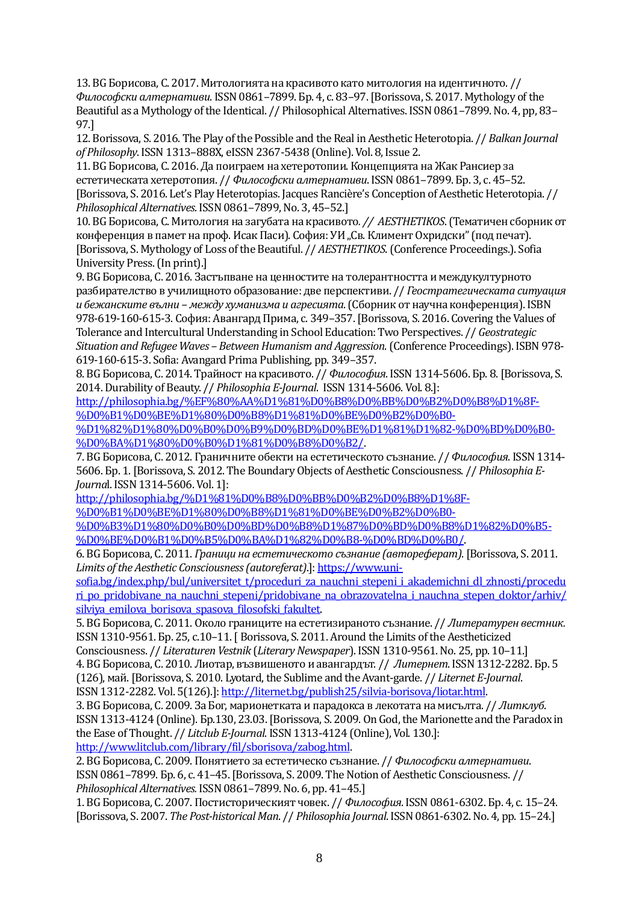13. BG Борисова, С. 2017. Митологията на красивото като митология на идентичното. // *Философски алтернативи*. ISSN 0861–7899. Бр. 4, с. 83–97. [Borissova, S. 2017. Mythology of the Beautiful as a Mythology of the Identical. // Philosophical Alternatives. ISSN 0861–7899. No. 4, pp, 83–97.]

12. Borissova, S. 2016. The Play of the Possible and the Real in Aesthetic Heterotopia. // *Balkan Journal of Philosophy*. ISSN 1313–888X, eISSN 2367-5438 (Online). Vol. 8, Issue 2.

11. BG Борисова, С. 2016. Да поиграем на хетеротопии. Концепцията на Жак Рансиер за естетическата хетеротопия. // *Философски алтернативи*. ISSN 0861–7899. Бр. 3, с. 45–52. [Borissova, S. 2016. Let's Play Heterotopias. Jacques Rancière's Conception of Aesthetic Heterotopia. // *Philosophical Alternatives*. ISSN 0861–7899, No. 3, 45–52.]

10. BG Борисова, С. Митология на загубата на красивото. // *AESTHETIKOS*. (Тематичен сборник от конференция в памет на проф. Исак Паси). София: УИ „Св. Климент Охридски" (под печат). [Borissova, S. Mythology of Loss of the Beautiful. // *AESTHETIKOS*. (Conference Proceedings.). Sofia University Press. (In print).]

9. BG Борисова, С. 2016. Застъпване на ценностите на толерантността и междукултурното разбирателство в училищното образование: две перспективи. // *Геостратегическата ситуация и бежанските вълни – между хуманизма и агресията*. (Сборник от научна конференция). ISBN 978-619-160-615-3. София: Авангард Прима, с. 349–357. [Borissova, S. 2016. Covering the Values of Tolerance and Intercultural Understanding in School Education: Two Perspectives. // *Geostrategic Situation and Refugee Waves – Between Humanism and Aggression*. (Conference Proceedings). ISBN 978-619-160-615-3. Sofia: Avangard Prima Publishing, pp. 349–357.

8. BG Борисова, С. 2014. Трайност на красивото. // *Философия*. ISSN 1314-5606. Бр. 8. [Borissova, S. 2014. Durability of Beauty. // *Philosophia E-Journal*. ISSN 1314-5606. Vol. 8.]: http://philosophia.bg/%EF%80%AA%D1%81%D0%B8%D0%BB%D0%B2%D0%B8%D1%8F-%D0%B1%D0%BE%D1%80%D0%B8%D1%81%D0%BE%D0%B2%D0%B0-%D1%82%D1%80%D0%B0%D0%B9%D0%BD%D0%BE%D1%81%D1%82-%D0%BD%D0%B0-%D0%BA%D1%80%D0%B0%D1%81%D0%B8%D0%B2/.

7. BG Борисова, С. 2012. Граничните обекти на естетическото съзнание. // *Философия*. ISSN 1314-5606. Бр. 1. [Borissova, S. 2012. The Boundary Objects of Aesthetic Consciousness. // *Philosophia E-Journal*. ISSN 1314-5606. Vol. 1]: http://philosophia.bg/%D1%81%D0%B8%D0%BB%D0%B2%D0%B8%D1%8F-%D0%B1%D0%BE%D1%80%D0%B8%D1%81%D0%BE%D0%B2%D0%B0-%D0%B3%D1%80%D0%B0%D0%BD%D0%B8%D1%87%D0%BD%D0%B8%D1%82%D0%B5-%D0%BE%D0%B1%D0%B5%D0%BA%D1%82%D0%B8-%D0%BD%D0%B0/.

6. BG Борисова, С. 2011. *Граници на естетическото съзнание (автореферат)*. [Borissova, S. 2011. *Limits of the Aesthetic Consciousness (autoreferat)*.]: https://www.uni-sofia.bg/index.php/bul/universitet_t/proceduri_za_nauchni_stepeni_i_akademichni_dl_zhnosti/proceduri_po_pridobivane_na_nauchni_stepeni/pridobivane_na_obrazovatelna_i_nauchna_stepen_doktor/arhiv/silviya_emilova_borisova_spasova_filosofski_fakultet.

5. BG Борисова, С. 2011. Около границите на естетизираното съзнание. // *Литературен вестник*. ISSN 1310-9561. Бр. 25, с.10–11. [ Borissova, S. 2011. Around the Limits of the Aestheticized Consciousness. // *Literaturen Vestnik* (*Literary Newspaper*). ISSN 1310-9561. No. 25, pp. 10–11.]

4. BG Борисова, С. 2010. Лиотар, възвишеното и авангардът. // *Литернет*. ISSN 1312-2282. Бр. 5 (126), май. [Borissova, S. 2010. Lyotard, the Sublime and the Avant-garde. // *Liternet E-Journal*. ISSN 1312-2282. Vol. 5(126).]: http://liternet.bg/publish25/silvia-borisova/liotar.html.

3. BG Борисова, С. 2009. За Бог, марионетката и парадокса в лекотата на мисълта. // *Литклуб*. ISSN 1313-4124 (Online). Бр.130, 23.03. [Borissova, S. 2009. On God, the Marionette and the Paradox in the Ease of Thought. // *Litclub E-Journal*. ISSN 1313-4124 (Online), Vol. 130.]: http://www.litclub.com/library/fil/sborisova/zabog.html.

2. BG Борисова, С. 2009. Понятието за естетическо съзнание. // *Философски алтернативи*. ISSN 0861–7899. Бр. 6, с. 41–45. [Borissova, S. 2009. The Notion of Aesthetic Consciousness. // *Philosophical Alternatives*. ISSN 0861–7899. No. 6, pp. 41–45.]

1. BG Борисова, С. 2007. Постисторическият човек. // *Философия*. ISSN 0861-6302. Бр. 4, с. 15–24. [Borissova, S. 2007. *The Post-historical Man*. // Philosophia Journal. ISSN 0861-6302. No. 4, pp. 15–24.]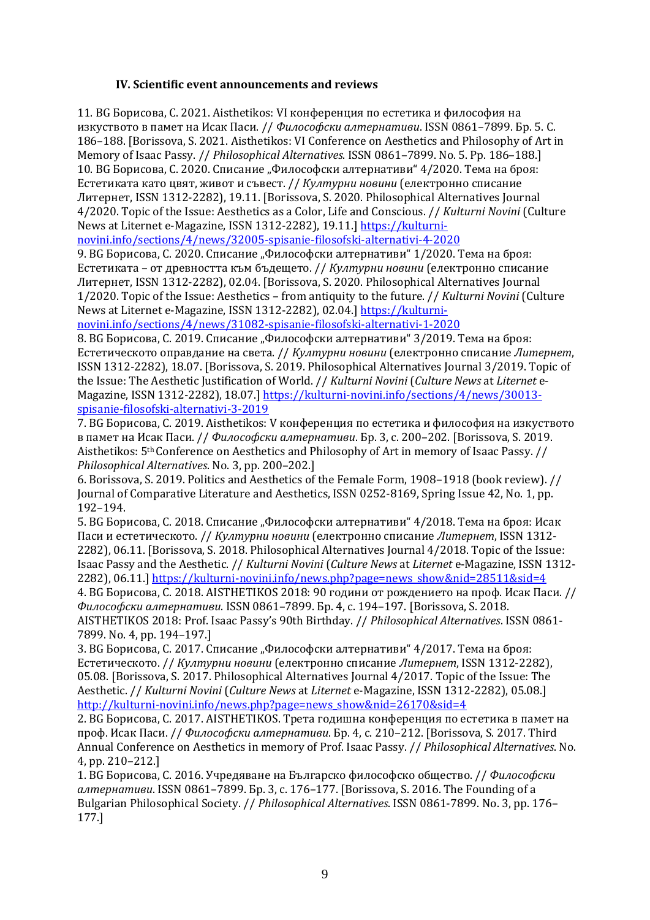### IV. Scientific event announcements and reviews

11. BG Борисова, С. 2021. Aisthetikos: VI конференция по естетика и философия на изкуството в памет на Исак Паси. // *Философски алтернативи*. ISSN 0861–7899. Бр. 5. С. 186–188. [Borissova, S. 2021. Aisthetikos: VI Conference on Aesthetics and Philosophy of Art in Memory of Isaac Passy. // *Philosophical Alternatives*. ISSN 0861–7899. No. 5. Pp. 186–188.]

10. BG Борисова, С. 2020. Списание „Философски алтернативи" 4/2020. Тема на броя: Естетиката като цвят, живот и съвест. // *Културни новини* (електронно списание Литернет, ISSN 1312-2282), 19.11. [Borissova, S. 2020. Philosophical Alternatives Journal 4/2020. Topic of the Issue: Aesthetics as a Color, Life and Conscious. // *Kulturni Novini* (Culture News at Liternet e-Magazine, ISSN 1312-2282), 19.11.] https://kulturni-novini.info/sections/4/news/32005-spisanie-filosofski-alternativi-4-2020

9. BG Борисова, С. 2020. Списание „Философски алтернативи" 1/2020. Тема на броя: Естетиката – от древността към бъдещето. // *Културни новини* (електронно списание Литернет, ISSN 1312-2282), 02.04. [Borissova, S. 2020. Philosophical Alternatives Journal 1/2020. Topic of the Issue: Aesthetics – from antiquity to the future. // *Kulturni Novini* (Culture News at Liternet e-Magazine, ISSN 1312-2282), 02.04.] https://kulturni-novini.info/sections/4/news/31082-spisanie-filosofski-alternativi-1-2020

8. BG Борисова, С. 2019. Списание „Философски алтернативи" 3/2019. Тема на броя: Естетическото оправдание на света. // *Културни новини* (електронно списание *Литернет*, ISSN 1312-2282), 18.07. [Borissova, S. 2019. Philosophical Alternatives Journal 3/2019. Topic of the Issue: The Aesthetic Justification of World. // *Kulturni Novini* (*Culture News* at *Liternet* e-Magazine, ISSN 1312-2282), 18.07.] https://kulturni-novini.info/sections/4/news/30013-spisanie-filosofski-alternativi-3-2019

7. BG Борисова, С. 2019. Aisthetikos: V конференция по естетика и философия на изкуството в памет на Исак Паси. // *Философски алтернативи*. Бр. 3, с. 200–202. [Borissova, S. 2019. Aisthetikos: 5th Conference on Aesthetics and Philosophy of Art in memory of Isaac Passy. // *Philosophical Alternatives*. No. 3, pp. 200–202.]

6. Borissova, S. 2019. Politics and Aesthetics of the Female Form, 1908–1918 (book review). // Journal of Comparative Literature and Aesthetics, ISSN 0252-8169, Spring Issue 42, No. 1, pp. 192–194.

5. BG Борисова, С. 2018. Списание „Философски алтернативи" 4/2018. Тема на броя: Исак Паси и естетическото. // *Културни новини* (електронно списание *Литернет*, ISSN 1312-2282), 06.11. [Borissova, S. 2018. Philosophical Alternatives Journal 4/2018. Topic of the Issue: Isaac Passy and the Aesthetic. // *Kulturni Novini* (*Culture News* at *Liternet* e-Magazine, ISSN 1312-2282), 06.11.] https://kulturni-novini.info/news.php?page=news_show&nid=28511&sid=4

4. BG Борисова, С. 2018. AISTHETIKOS 2018: 90 години от рождението на проф. Исак Паси. // *Философски алтернативи*. ISSN 0861–7899. Бр. 4, с. 194–197. [Borissova, S. 2018. AISTHETIKOS 2018: Prof. Isaac Passy's 90th Birthday. // *Philosophical Alternatives*. ISSN 0861-7899. No. 4, pp. 194–197.]

3. BG Борисова, С. 2017. Списание „Философски алтернативи" 4/2017. Тема на броя: Естетическото. // *Културни новини* (електронно списание *Литернет*, ISSN 1312-2282), 05.08. [Borissova, S. 2017. Philosophical Alternatives Journal 4/2017. Topic of the Issue: The Aesthetic. // *Kulturni Novini* (*Culture News* at *Liternet* e-Magazine, ISSN 1312-2282), 05.08.] http://kulturni-novini.info/news.php?page=news_show&nid=26170&sid=4

2. BG Борисова, С. 2017. AISTHETIKOS. Трета годишна конференция по естетика в памет на проф. Исак Паси. // *Философски алтернативи*. Бр. 4, с. 210–212. [Borissova, S. 2017. Third Annual Conference on Aesthetics in memory of Prof. Isaac Passy. // *Philosophical Alternatives*. No. 4, pp. 210–212.]

1. BG Борисова, С. 2016. Учредяване на Българско философско общество. // *Философски алтернативи*. ISSN 0861–7899. Бр. 3, с. 176–177. [Borissova, S. 2016. The Founding of a Bulgarian Philosophical Society. // *Philosophical Alternatives*. ISSN 0861-7899. No. 3, pp. 176–177.]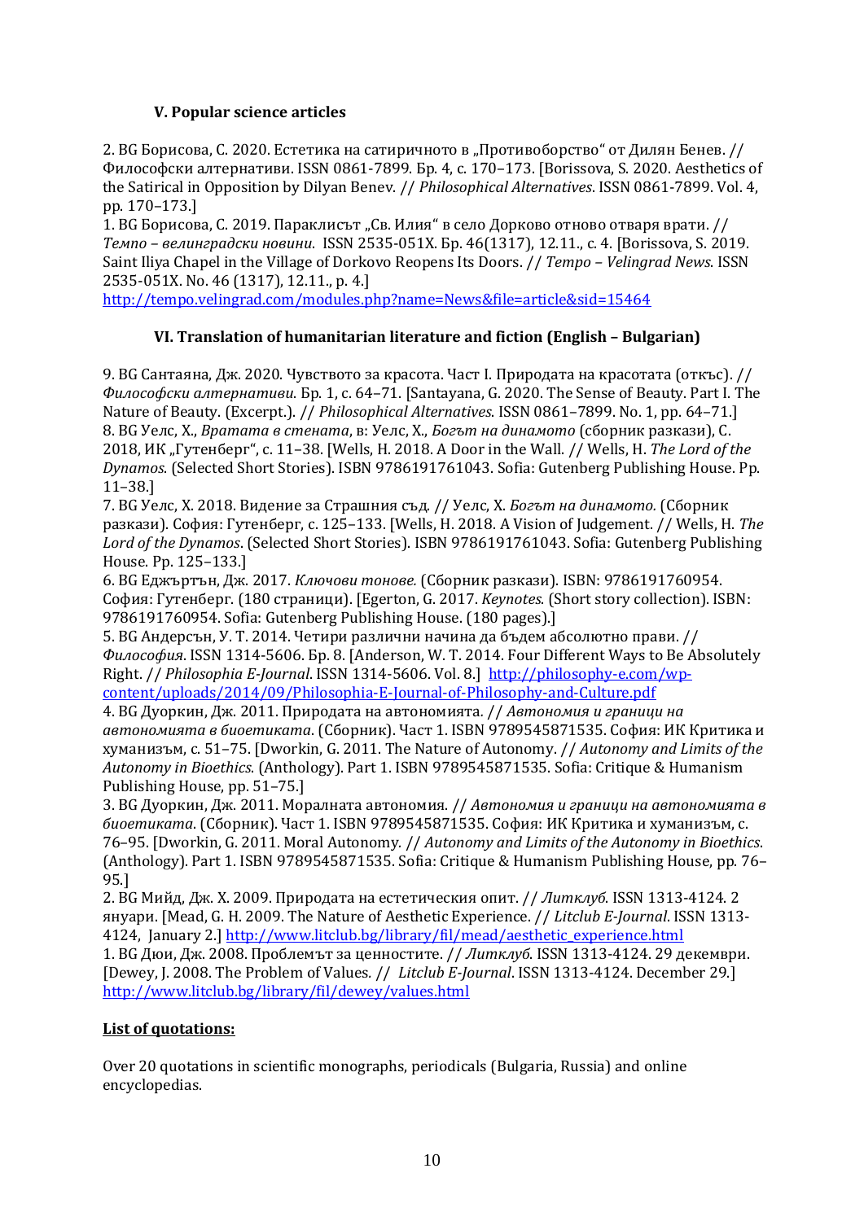### V. Popular science articles

2. BG Борисова, С. 2020. Естетика на сатиричното в „Противоборство“ от Дилян Бенев. // Философски алтернативи. ISSN 0861-7899. Бр. 4, с. 170–173. [Borissova, S. 2020. Aesthetics of the Satirical in Opposition by Dilyan Benev. // *Philosophical Alternatives*. ISSN 0861-7899. Vol. 4, pp. 170–173.]

1. BG Борисова, С. 2019. Параклисът „Св. Илия“ в село Дорково отново отваря врати. // *Темпо – велинградски новини*. ISSN 2535-051X. Бр. 46(1317), 12.11., с. 4. [Borissova, S. 2019. Saint Iliya Chapel in the Village of Dorkovo Reopens Its Doors. // *Tempo – Velingrad News*. ISSN 2535-051X. No. 46 (1317), 12.11., p. 4.] http://tempo.velingrad.com/modules.php?name=News&file=article&sid=15464

### VI. Translation of humanitarian literature and fiction (English – Bulgarian)

9. BG Сантаяна, Дж. 2020. Чувството за красота. Част I. Природата на красотата (откъс). // *Философски алтернативи*. Бр. 1, с. 64–71. [Santayana, G. 2020. The Sense of Beauty. Part I. The Nature of Beauty. (Excerpt.). // *Philosophical Alternatives*. ISSN 0861–7899. No. 1, pp. 64–71.]

8. BG Уелс, Х., *Вратата в стената*, в: Уелс, Х., *Богът на динамото* (сборник разкази), С. 2018, ИК „Гутенберг“, с. 11–38. [Wells, H. 2018. A Door in the Wall. // Wells, H. *The Lord of the Dynamos*. (Selected Short Stories). ISBN 9786191761043. Sofia: Gutenberg Publishing House. Pp. 11–38.]

7. BG Уелс, Х. 2018. Видение за Страшния съд. // Уелс, Х. *Богът на динамото.* (Сборник разкази). София: Гутенберг, с. 125–133. [Wells, H. 2018. A Vision of Judgement. // Wells, H. *The Lord of the Dynamos*. (Selected Short Stories). ISBN 9786191761043. Sofia: Gutenberg Publishing House. Pp. 125–133.]

6. BG Еджъртън, Дж. 2017. *Ключови тонове.* (Сборник разкази). ISBN: 9786191760954. София: Гутенберг. (180 страници). [Egerton, G. 2017. *Keynotes.* (Short story collection). ISBN: 9786191760954. Sofia: Gutenberg Publishing House. (180 pages).]

5. BG Андерсън, У. Т. 2014. Четири различни начина да бъдем абсолютно прави. // *Философия*. ISSN 1314-5606. Бр. 8. [Anderson, W. T. 2014. Four Different Ways to Be Absolutely Right. // *Philosophia E-Journal*. ISSN 1314-5606. Vol. 8.] http://philosophy-e.com/wp-content/uploads/2014/09/Philosophia-E-Journal-of-Philosophy-and-Culture.pdf

4. BG Дуоркин, Дж. 2011. Природата на автономията*.* // *Автономия и граници на автономията в биоетиката*. (Сборник). Част 1. ISBN 9789545871535. София: ИК Критика и хуманизъм, с. 51–75. [Dworkin, G. 2011. The Nature of Autonomy. // *Autonomy and Limits of the Autonomy in Bioethics.* (Anthology). Part 1. ISBN 9789545871535. Sofia: Critique & Humanism Publishing House, pp. 51–75.]

3. BG Дуоркин, Дж. 2011. Моралната автономия. // *Автономия и граници на автономията в биоетиката*. (Сборник). Част 1. ISBN 9789545871535. София: ИК Критика и хуманизъм, с. 76–95. [Dworkin, G. 2011. Moral Autonomy. // *Autonomy and Limits of the Autonomy in Bioethics.* (Anthology). Part 1. ISBN 9789545871535. Sofia: Critique & Humanism Publishing House, pp. 76–95.]

2. BG Мийд, Дж. Х. 2009. Природата на естетическия опит. // *Литклуб.* ISSN 1313-4124. 2 януари. [Mead, G. H. 2009. The Nature of Aesthetic Experience. // *Litclub E-Journal*. ISSN 1313-4124, January 2.] http://www.litclub.bg/library/fil/mead/aesthetic_experience.html

1. BG Дюи, Дж. 2008. Проблемът за ценностите. // *Литклуб.* ISSN 1313-4124. 29 декември. [Dewey, J. 2008. The Problem of Values*.* // *Litclub E-Journal*. ISSN 1313-4124. December 29.] http://www.litclub.bg/library/fil/dewey/values.html

**List of quotations:**

Over 20 quotations in scientific monographs, periodicals (Bulgaria, Russia) and online encyclopedias.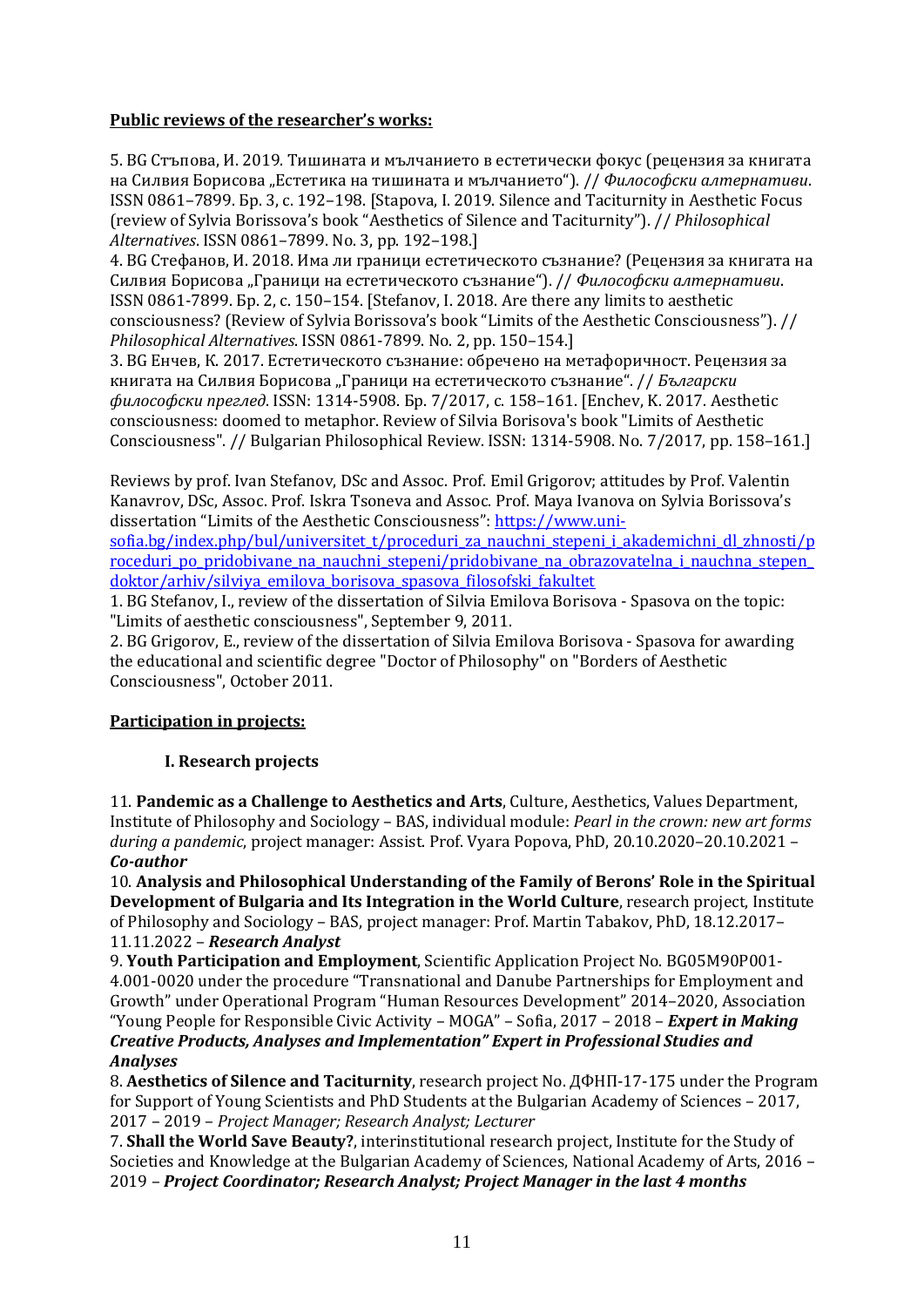**Public reviews of the researcher's works:**

5. BG Стъпова, И. 2019. Тишината и мълчанието в естетически фокус (рецензия за книгата на Силвия Борисова „Естетика на тишината и мълчанието"). // *Философски алтернативи*. ISSN 0861–7899. Бр. 3, с. 192–198. [Stapova, I. 2019. Silence and Taciturnity in Aesthetic Focus (review of Sylvia Borissova's book "Aesthetics of Silence and Taciturnity"). // *Philosophical Alternatives*. ISSN 0861–7899. No. 3, pp. 192–198.]

4. BG Стефанов, И. 2018. Има ли граници естетическото съзнание? (Рецензия за книгата на Силвия Борисова „Граници на естетическото съзнание"). // *Философски алтернативи*. ISSN 0861-7899. Бр. 2, с. 150–154. [Stefanov, I. 2018. Are there any limits to aesthetic consciousness? (Review of Sylvia Borissova's book "Limits of the Aesthetic Consciousness"). // *Philosophical Alternatives*. ISSN 0861-7899. No. 2, pp. 150–154.]

3. BG Енчев, К. 2017. Естетическото съзнание: обречено на метафоричност. Рецензия за книгата на Силвия Борисова „Граници на естетическото съзнание". // *Български философски преглед*. ISSN: 1314-5908. Бр. 7/2017, с. 158–161. [Enchev, K. 2017. Aesthetic consciousness: doomed to metaphor. Review of Silvia Borisova's book "Limits of Aesthetic Consciousness". // Bulgarian Philosophical Review. ISSN: 1314-5908. No. 7/2017, pp. 158–161.]

Reviews by prof. Ivan Stefanov, DSc and Assoc. Prof. Emil Grigorov; attitudes by Prof. Valentin Kanavrov, DSc, Assoc. Prof. Iskra Tsoneva and Assoc. Prof. Maya Ivanova on Sylvia Borissova's dissertation "Limits of the Aesthetic Consciousness": https://www.uni-sofia.bg/index.php/bul/universitet_t/proceduri_za_nauchni_stepeni_i_akademichni_dl_zhnosti/proceduri_po_pridobivane_na_nauchni_stepeni/pridobivane_na_obrazovatelna_i_nauchna_stepen_doktor/arhiv/silviya_emilova_borisova_spasova_filosofski_fakultet

1. BG Stefanov, I., review of the dissertation of Silvia Emilova Borisova - Spasova on the topic: "Limits of aesthetic consciousness", September 9, 2011.

2. BG Grigorov, E., review of the dissertation of Silvia Emilova Borisova - Spasova for awarding the educational and scientific degree "Doctor of Philosophy" on "Borders of Aesthetic Consciousness", October 2011.

**Participation in projects:**

**I. Research projects**

11. **Pandemic as a Challenge to Aesthetics and Arts**, Culture, Aesthetics, Values Department, Institute of Philosophy and Sociology – BAS, individual module: *Pearl in the crown: new art forms during a pandemic*, project manager: Assist. Prof. Vyara Popova, PhD, 20.10.2020–20.10.2021 – ***Co-author***

10. **Analysis and Philosophical Understanding of the Family of Berons' Role in the Spiritual Development of Bulgaria and Its Integration in the World Culture**, research project, Institute of Philosophy and Sociology – BAS, project manager: Prof. Martin Tabakov, PhD, 18.12.2017–11.11.2022 – ***Research Analyst***

9. **Youth Participation and Employment**, Scientific Application Project No. BG05M90P001-4.001-0020 under the procedure "Transnational and Danube Partnerships for Employment and Growth" under Operational Program "Human Resources Development" 2014–2020, Association "Young People for Responsible Civic Activity – MOGA" – Sofia, 2017 – 2018 – ***Expert in Making Creative Products, Analyses and Implementation" Expert in Professional Studies and Analyses***

8. **Aesthetics of Silence and Taciturnity**, research project No. ДФНП-17-175 under the Program for Support of Young Scientists and PhD Students at the Bulgarian Academy of Sciences – 2017, 2017 – 2019 – *Project Manager; Research Analyst; Lecturer*

7. **Shall the World Save Beauty?**, interinstitutional research project, Institute for the Study of Societies and Knowledge at the Bulgarian Academy of Sciences, National Academy of Arts, 2016 – 2019 – ***Project Coordinator; Research Analyst; Project Manager in the last 4 months***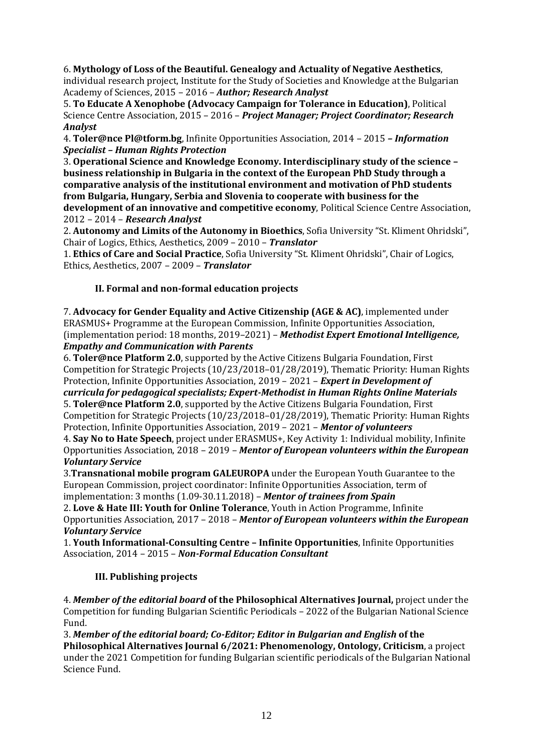6. **Mythology of Loss of the Beautiful. Genealogy and Actuality of Negative Aesthetics**, individual research project, Institute for the Study of Societies and Knowledge at the Bulgarian Academy of Sciences, 2015 – 2016 – ***Author; Research Analyst***

5. **To Educate A Xenophobe (Advocacy Campaign for Tolerance in Education)**, Political Science Centre Association, 2015 – 2016 – ***Project Manager; Project Coordinator; Research Analyst***

4. **Toler@nce Pl@tform.bg**, Infinite Opportunities Association, 2014 – 2015 **– *Information Specialist – Human Rights Protection***

3. **Operational Science and Knowledge Economy. Interdisciplinary study of the science – business relationship in Bulgaria in the context of the European PhD Study through a comparative analysis of the institutional environment and motivation of PhD students from Bulgaria, Hungary, Serbia and Slovenia to cooperate with business for the development of an innovative and competitive economy**, Political Science Centre Association, 2012 – 2014 – ***Research Analyst***

2. **Autonomy and Limits of the Autonomy in Bioethics**, Sofia University "St. Kliment Ohridski", Chair of Logics, Ethics, Aesthetics, 2009 – 2010 – ***Translator***

1. **Ethics of Care and Social Practice**, Sofia University "St. Kliment Ohridski", Chair of Logics, Ethics, Aesthetics, 2007 – 2009 – ***Translator***

### II. Formal and non-formal education projects

7. **Advocacy for Gender Equality and Active Citizenship (AGE & AC)**, implemented under ERASMUS+ Programme at the European Commission, Infinite Opportunities Association, (implementation period: 18 months, 2019–2021) – ***Methodist Expert Emotional Intelligence, Empathy and Communication with Parents***

6. **Toler@nce Platform 2.0**, supported by the Active Citizens Bulgaria Foundation, First Competition for Strategic Projects (10/23/2018–01/28/2019), Thematic Priority: Human Rights Protection, Infinite Opportunities Association, 2019 – 2021 – ***Expert in Development of curricula for pedagogical specialists; Expert-Methodist in Human Rights Online Materials***

5. **Toler@nce Platform 2.0**, supported by the Active Citizens Bulgaria Foundation, First Competition for Strategic Projects (10/23/2018–01/28/2019), Thematic Priority: Human Rights Protection, Infinite Opportunities Association, 2019 – 2021 – ***Mentor of volunteers***

4. **Say No to Hate Speech**, project under ERASMUS+, Key Activity 1: Individual mobility, Infinite Opportunities Association, 2018 – 2019 – ***Mentor of European volunteers within the European Voluntary Service***

3. **Transnational mobile program GALEUROPA** under the European Youth Guarantee to the European Commission, project coordinator: Infinite Opportunities Association, term of implementation: 3 months (1.09-30.11.2018) – ***Mentor of trainees from Spain***

2. **Love & Hate III: Youth for Online Tolerance**, Youth in Action Programme, Infinite Opportunities Association, 2017 – 2018 – ***Mentor of European volunteers within the European Voluntary Service***

1. **Youth Informational-Consulting Centre – Infinite Opportunities**, Infinite Opportunities Association, 2014 – 2015 – ***Non-Formal Education Consultant***

### III. Publishing projects

4. ***Member of the editorial board* of the Philosophical Alternatives Journal,** project under the Competition for funding Bulgarian Scientific Periodicals – 2022 of the Bulgarian National Science Fund.

3. ***Member of the editorial board; Co-Editor; Editor in Bulgarian and English* of the Philosophical Alternatives Journal 6/2021: Phenomenology, Ontology, Criticism**, a project under the 2021 Competition for funding Bulgarian scientific periodicals of the Bulgarian National Science Fund.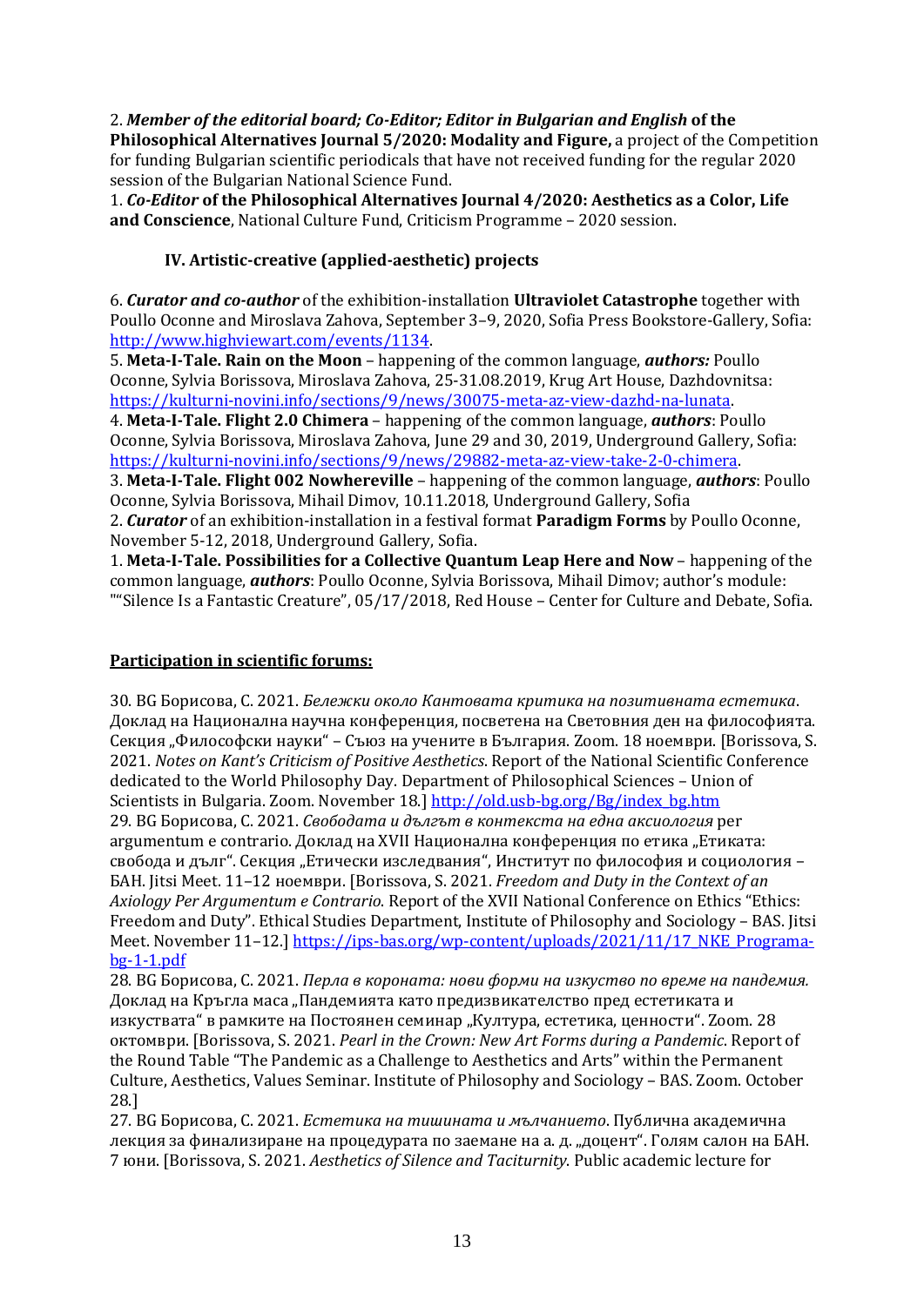2. ***Member of the editorial board; Co-Editor; Editor in Bulgarian and English* of the Philosophical Alternatives Journal 5/2020: Modality and Figure,** a project of the Competition for funding Bulgarian scientific periodicals that have not received funding for the regular 2020 session of the Bulgarian National Science Fund.
1. ***Co-Editor* of the Philosophical Alternatives Journal 4/2020: Aesthetics as a Color, Life and Conscience**, National Culture Fund, Criticism Programme – 2020 session.

### IV. Artistic-creative (applied-aesthetic) projects

6. ***Curator and co-author*** of the exhibition-installation **Ultraviolet Catastrophe** together with Poullo Oconne and Miroslava Zahova, September 3–9, 2020, Sofia Press Bookstore-Gallery, Sofia: http://www.highviewart.com/events/1134.
5. **Meta-I-Tale. Rain on the Moon** – happening of the common language, ***authors:*** Poullo Oconne, Sylvia Borissova, Miroslava Zahova, 25-31.08.2019, Krug Art House, Dazhdovnitsa: https://kulturni-novini.info/sections/9/news/30075-meta-az-view-dazhd-na-lunata.
4. **Meta-I-Tale. Flight 2.0 Chimera** – happening of the common language, ***authors***: Poullo Oconne, Sylvia Borissova, Miroslava Zahova, June 29 and 30, 2019, Underground Gallery, Sofia: https://kulturni-novini.info/sections/9/news/29882-meta-az-view-take-2-0-chimera.
3. **Meta-I-Tale. Flight 002 Nowhereville** – happening of the common language, ***authors***: Poullo Oconne, Sylvia Borissova, Mihail Dimov, 10.11.2018, Underground Gallery, Sofia
2. ***Curator*** of an exhibition-installation in a festival format **Paradigm Forms** by Poullo Oconne, November 5-12, 2018, Underground Gallery, Sofia.
1. **Meta-I-Tale. Possibilities for a Collective Quantum Leap Here and Now** – happening of the common language, ***authors***: Poullo Oconne, Sylvia Borissova, Mihail Dimov; author's module: ""Silence Is a Fantastic Creature", 05/17/2018, Red House – Center for Culture and Debate, Sofia.

**Participation in scientific forums:**

30. BG Борисова, С. 2021. *Бележки около Кантовата критика на позитивната естетика*. Доклад на Национална научна конференция, посветена на Световния ден на философията. Секция „Философски науки" – Съюз на учените в България. Zoom. 18 ноември. [Borissova, S. 2021. *Notes on Kant's Criticism of Positive Aesthetics*. Report of the National Scientific Conference dedicated to the World Philosophy Day. Department of Philosophical Sciences – Union of Scientists in Bulgaria. Zoom. November 18.] http://old.usb-bg.org/Bg/index_bg.htm
29. BG Борисова, С. 2021. *Свободата и дългът в контекста на една аксиология* per argumentum e contrario. Доклад на XVII Национална конференция по етика „Етиката: свобода и дълг". Секция „Етически изследвания", Институт по философия и социология – БАН. Jitsi Meet. 11–12 ноември. [Borissova, S. 2021. *Freedom and Duty in the Context of an Axiology Per Argumentum e Contrario.* Report of the XVII National Conference on Ethics "Ethics: Freedom and Duty". Ethical Studies Department, Institute of Philosophy and Sociology – BAS. Jitsi Meet. November 11–12.] https://ips-bas.org/wp-content/uploads/2021/11/17_NKE_Programa-bg-1-1.pdf
28. BG Борисова, С. 2021. *Перла в короната: нови форми на изкуство по време на пандемия.* Доклад на Кръгла маса „Пандемията като предизвикателство пред естетиката и изкуствата" в рамките на Постоянен семинар „Култура, естетика, ценности". Zoom. 28 октомври. [Borissova, S. 2021. *Pearl in the Crown: New Art Forms during a Pandemic*. Report of the Round Table "The Pandemic as a Challenge to Aesthetics and Arts" within the Permanent Culture, Aesthetics, Values Seminar. Institute of Philosophy and Sociology – BAS. Zoom. October 28.]
27. BG Борисова, С. 2021. *Естетика на тишината и мълчанието*. Публична академична лекция за финализиране на процедурата по заемане на а. д. „доцент". Голям салон на БАН. 7 юни. [Borissova, S. 2021. *Aesthetics of Silence and Taciturnity.* Public academic lecture for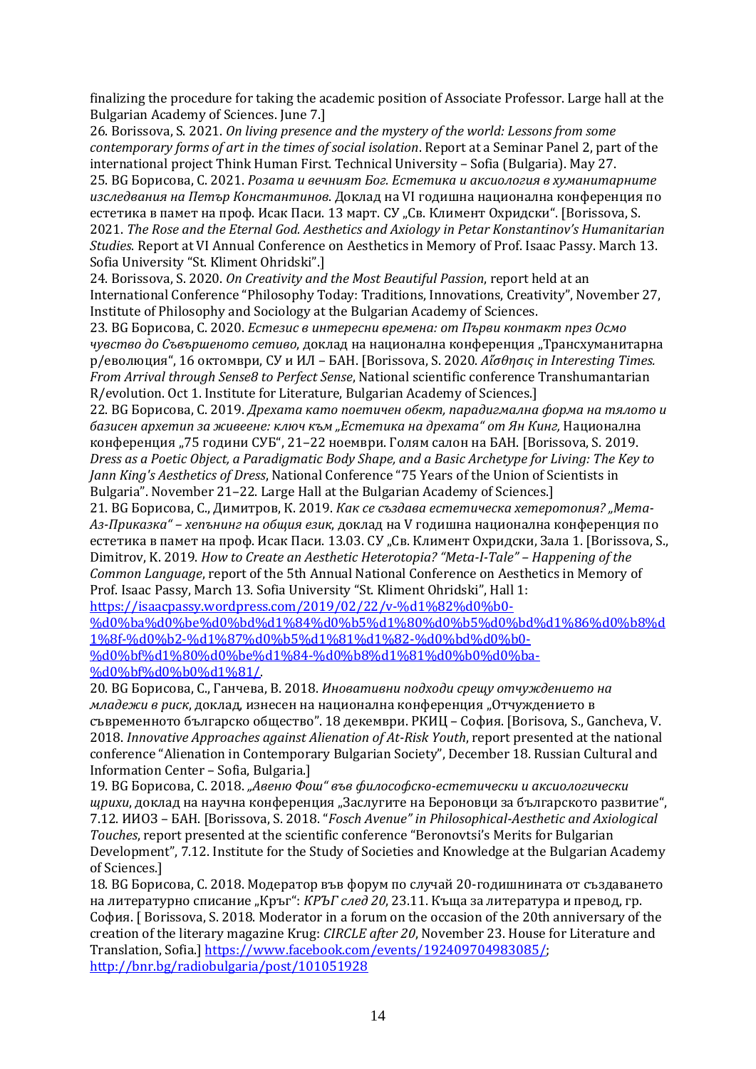finalizing the procedure for taking the academic position of Associate Professor. Large hall at the Bulgarian Academy of Sciences. June 7.]

26. Borissova, S. 2021. *On living presence and the mystery of the world: Lessons from some contemporary forms of art in the times of social isolation*. Report at a Seminar Panel 2, part of the international project Think Human First. Technical University – Sofia (Bulgaria). May 27.

25. BG Борисова, С. 2021. *Розата и вечният Бог. Естетика и аксиология в хуманитарните изследвания на Петър Константинов*. Доклад на VI годишна национална конференция по естетика в памет на проф. Исак Паси. 13 март. СУ „Св. Климент Охридски". [Borissova, S. 2021. *The Rose and the Eternal God. Aesthetics and Axiology in Petar Konstantinov's Humanitarian Studies*. Report at VI Annual Conference on Aesthetics in Memory of Prof. Isaac Passy. March 13. Sofia University "St. Kliment Ohridski".]

24. Borissova, S. 2020. *On Creativity and the Most Beautiful Passion*, report held at an International Conference "Philosophy Today: Traditions, Innovations, Creativity", November 27, Institute of Philosophy and Sociology at the Bulgarian Academy of Sciences.

23. BG Борисова, С. 2020. *Естезис в интересни времена: от Първи контакт през Осмо чувство до Съвършеното сетиво*, доклад на национална конференция „Трансхуманитарна р/еволюция", 16 октомври, СУ и ИЛ – БАН. [Borissova, S. 2020. *Αἴσθησις in Interesting Times. From Arrival through Sense8 to Perfect Sense*, National scientific conference Transhumantarian R/evolution. Oct 1. Institute for Literature, Bulgarian Academy of Sciences.]

22. BG Борисова, С. 2019. *Дрехата като поетичен обект, парадигмална форма на тялото и базисен архетип за живеене: ключ към „Естетика на дрехата" от Ян Кинг,* Национална конференция „75 години СУБ", 21–22 ноември. Голям салон на БАН. [Borissova, S. 2019. *Dress as a Poetic Object, a Paradigmatic Body Shape, and a Basic Archetype for Living: The Key to Jann King's Aesthetics of Dress*, National Conference "75 Years of the Union of Scientists in Bulgaria". November 21–22. Large Hall at the Bulgarian Academy of Sciences.]

21. BG Борисова, С., Димитров, К. 2019. *Как се създава естетическа хетеротопия? „Мета-Аз-Приказка" – хепънинг на общия език*, доклад на V годишна национална конференция по естетика в памет на проф. Исак Паси. 13.03. СУ „Св. Климент Охридски, Зала 1. [Borissova, S., Dimitrov, K. 2019. *How to Create an Aesthetic Heterotopia? "Meta-I-Tale" – Happening of the Common Language*, report of the 5th Annual National Conference on Aesthetics in Memory of Prof. Isaac Passy, March 13. Sofia University "St. Kliment Ohridski", Hall 1: https://isaacpassy.wordpress.com/2019/02/22/v-%d1%82%d0%b0-%d0%ba%d0%be%d0%bd%d1%84%d0%b5%d1%80%d0%b5%d0%bd%d1%86%d0%b8%d1%8f-%d0%b2-%d1%87%d0%b5%d1%81%d1%82-%d0%bd%d0%b0-%d0%bf%d1%80%d0%be%d1%84-%d0%b8%d1%81%d0%b0%d0%ba-%d0%bf%d0%b0%d1%81/.

20. BG Борисова, С., Ганчева, В. 2018. *Иновативни подходи срещу отчуждението на младежи в риск*, доклад, изнесен на национална конференция „Отчуждението в съвременното българско общество". 18 декември. РКИЦ – София. [Borisova, S., Gancheva, V. 2018. *Innovative Approaches against Alienation of At-Risk Youth*, report presented at the national conference "Alienation in Contemporary Bulgarian Society", December 18. Russian Cultural and Information Center – Sofia, Bulgaria.]

19. BG Борисова, С. 2018. *„Авеню Фош" във философско-естетически и аксиологически щрихи*, доклад на научна конференция „Заслугите на Бероновци за българското развитие", 7.12. ИИОЗ – БАН. [Borissova, S. 2018. "*Fosch Avenue" in Philosophical-Aesthetic and Axiological Touches*, report presented at the scientific conference "Beronovtsi's Merits for Bulgarian Development", 7.12. Institute for the Study of Societies and Knowledge at the Bulgarian Academy of Sciences.]

18. BG Борисова, С. 2018. Модератор във форум по случай 20-годишнината от създаването на литературно списание „Кръг": *КРЪГ след 20*, 23.11. Къща за литература и превод, гр. София. [ Borissova, S. 2018. Moderator in a forum on the occasion of the 20th anniversary of the creation of the literary magazine Krug: *CIRCLE after 20*, November 23. House for Literature and Translation, Sofia.] https://www.facebook.com/events/192409704983085/; http://bnr.bg/radiobulgaria/post/101051928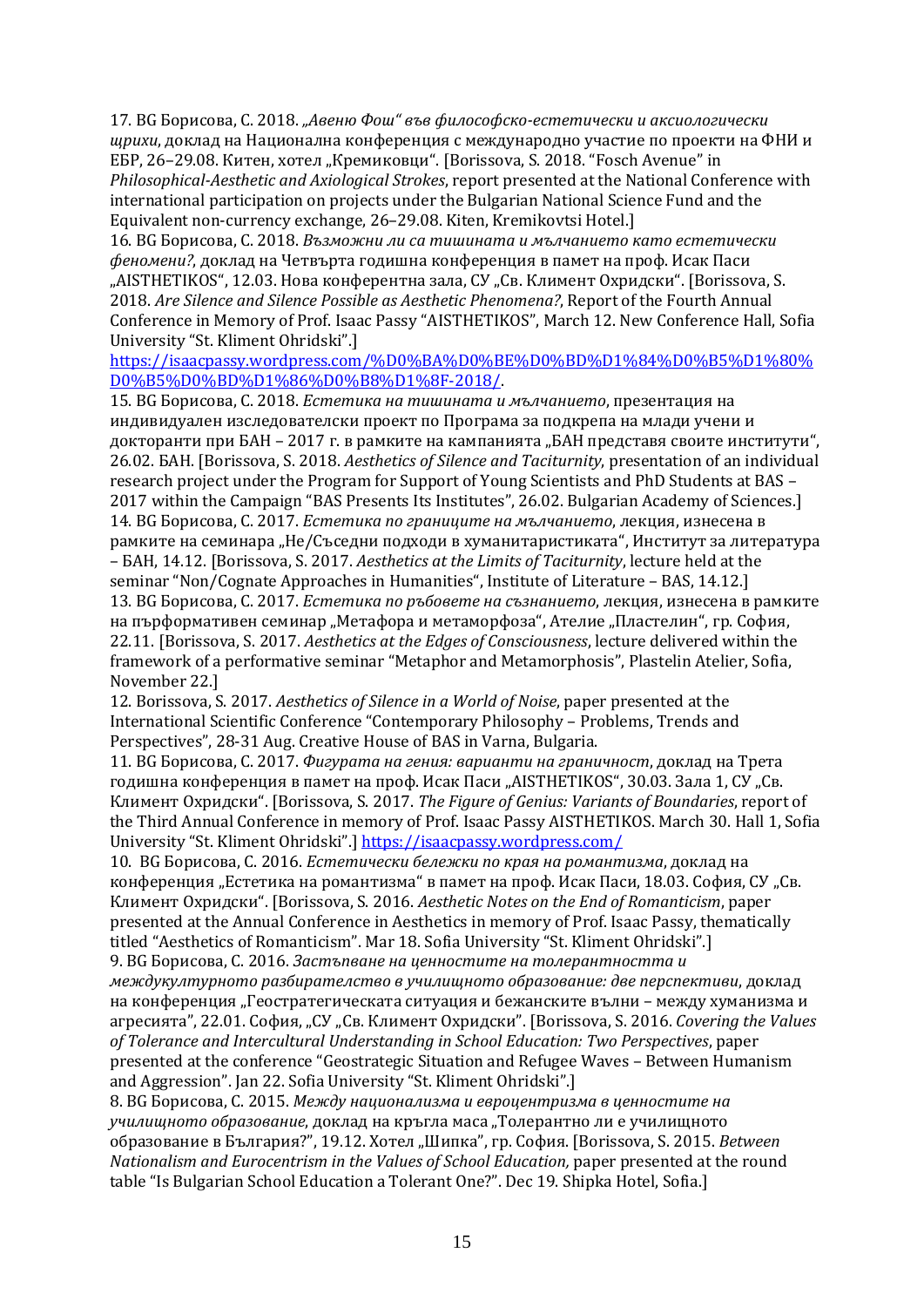17. BG Борисова, С. 2018. *„Авеню Фош" във философско-естетически и аксиологически щрихи*, доклад на Национална конференция с международно участие по проекти на ФНИ и ЕБР, 26–29.08. Китен, хотел „Кремиковци". [Borissova, S. 2018. "Fosch Avenue" in *Philosophical-Aesthetic and Axiological Strokes*, report presented at the National Conference with international participation on projects under the Bulgarian National Science Fund and the Equivalent non-currency exchange, 26–29.08. Kiten, Kremikovtsi Hotel.]

16. BG Борисова, С. 2018. *Възможни ли са тишината и мълчанието като естетически феномени?*, доклад на Четвърта годишна конференция в памет на проф. Исак Паси „AISTHETIKOS", 12.03. Нова конферентна зала, СУ „Св. Климент Охридски". [Borissova, S. 2018. *Are Silence and Silence Possible as Aesthetic Phenomena?*, Report of the Fourth Annual Conference in Memory of Prof. Isaac Passy "AISTHETIKOS", March 12. New Conference Hall, Sofia University "St. Kliment Ohridski".]
https://isaacpassy.wordpress.com/%D0%BA%D0%BE%D0%BD%D1%84%D0%B5%D1%80%D0%B5%D0%BD%D1%86%D0%B8%D1%8F-2018/.

15. BG Борисова, С. 2018. *Естетика на тишината и мълчанието*, презентация на индивидуален изследователски проект по Програма за подкрепа на млади учени и докторанти при БАН – 2017 г. в рамките на кампанията „БАН представя своите институти", 26.02. БАН. [Borissova, S. 2018. *Aesthetics of Silence and Taciturnity*, presentation of an individual research project under the Program for Support of Young Scientists and PhD Students at BAS – 2017 within the Campaign "BAS Presents Its Institutes", 26.02. Bulgarian Academy of Sciences.]

14. BG Борисова, С. 2017. *Естетика по границите на мълчанието*, лекция, изнесена в рамките на семинара „Не/Съседни подходи в хуманитаристиката", Институт за литература – БАН, 14.12. [Borissova, S. 2017. *Aesthetics at the Limits of Taciturnity*, lecture held at the seminar "Non/Cognate Approaches in Humanities", Institute of Literature – BAS, 14.12.]

13. BG Борисова, С. 2017. *Естетика по ръбовете на съзнанието*, лекция, изнесена в рамките на пърформативен семинар „Метафора и метаморфоза", Ателие „Пластелин", гр. София, 22.11. [Borissova, S. 2017. *Aesthetics at the Edges of Consciousness*, lecture delivered within the framework of a performative seminar "Metaphor and Metamorphosis", Plastelin Atelier, Sofia, November 22.]

12. Borissova, S. 2017. *Aesthetics of Silence in a World of Noise*, paper presented at the International Scientific Conference "Contemporary Philosophy – Problems, Trends and Perspectives", 28-31 Aug. Creative House of BAS in Varna, Bulgaria.

11. BG Борисова, С. 2017. *Фигурата на гения: варианти на граничност*, доклад на Трета годишна конференция в памет на проф. Исак Паси „AISTHETIKOS", 30.03. Зала 1, СУ „Св. Климент Охридски". [Borissova, S. 2017. *The Figure of Genius: Variants of Boundaries*, report of the Third Annual Conference in memory of Prof. Isaac Passy AISTHETIKOS. March 30. Hall 1, Sofia University "St. Kliment Ohridski".] https://isaacpassy.wordpress.com/

10. BG Борисова, С. 2016. *Естетически бележки по края на романтизма*, доклад на конференция „Естетика на романтизма" в памет на проф. Исак Паси, 18.03. София, СУ „Св. Климент Охридски". [Borissova, S. 2016. *Aesthetic Notes on the End of Romanticism*, paper presented at the Annual Conference in Aesthetics in memory of Prof. Isaac Passy, thematically titled "Aesthetics of Romanticism". Mar 18. Sofia University "St. Kliment Ohridski".]

9. BG Борисова, С. 2016. *Застъпване на ценностите на толерантността и междукултурното разбирателство в училищното образование: две перспективи*, доклад на конференция „Геостратегическата ситуация и бежанските вълни – между хуманизма и агресията", 22.01. София, „СУ „Св. Климент Охридски". [Borissova, S. 2016. *Covering the Values of Tolerance and Intercultural Understanding in School Education: Two Perspectives*, paper presented at the conference "Geostrategic Situation and Refugee Waves – Between Humanism and Aggression". Jan 22. Sofia University "St. Kliment Ohridski".]

8. BG Борисова, С. 2015. *Между национализма и евроцентризма в ценностите на училищното образование*, доклад на кръгла маса „Толерантно ли е училищното образование в България?", 19.12. Хотел „Шипка", гр. София. [Borissova, S. 2015. *Between Nationalism and Eurocentrism in the Values of School Education,* paper presented at the round table "Is Bulgarian School Education a Tolerant One?". Dec 19. Shipka Hotel, Sofia.]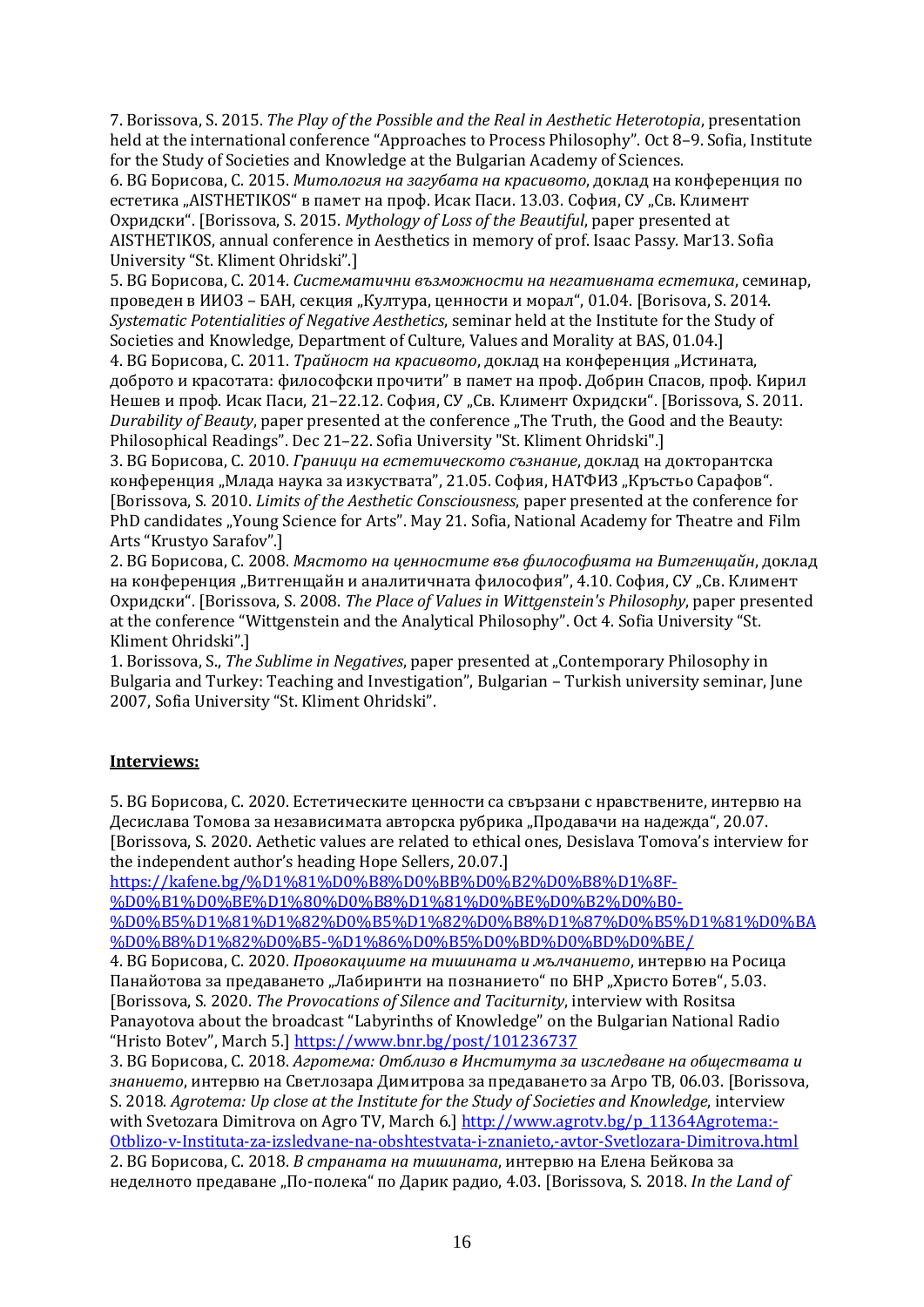7. Borissova, S. 2015. *The Play of the Possible and the Real in Aesthetic Heterotopia*, presentation held at the international conference "Approaches to Process Philosophy". Oct 8–9. Sofia, Institute for the Study of Societies and Knowledge at the Bulgarian Academy of Sciences.

6. BG Борисова, С. 2015. *Митология на загубата на красивото*, доклад на конференция по естетика „AISTHETIKOS" в памет на проф. Исак Паси. 13.03. София, СУ „Св. Климент Охридски". [Borissova, S. 2015. *Mythology of Loss of the Beautiful*, paper presented at AISTHETIKOS, annual conference in Aesthetics in memory of prof. Isaac Passy. Mar13. Sofia University "St. Kliment Ohridski".]

5. BG Борисова, С. 2014. *Систематични възможности на негативната естетика*, семинар, проведен в ИИОЗ – БАН, секция „Култура, ценности и морал", 01.04. [Borisova, S. 2014. *Systematic Potentialities of Negative Aesthetics*, seminar held at the Institute for the Study of Societies and Knowledge, Department of Culture, Values and Morality at BAS, 01.04.]

4. BG Борисова, С. 2011. *Трайност на красивото*, доклад на конференция „Истината, доброто и красотата: философски прочити" в памет на проф. Добрин Спасов, проф. Кирил Нешев и проф. Исак Паси, 21–22.12. София, СУ „Св. Климент Охридски". [Borissova, S. 2011. *Durability of Beauty*, paper presented at the conference „The Truth, the Good and the Beauty: Philosophical Readings". Dec 21–22. Sofia University "St. Kliment Ohridski".]

3. BG Борисова, С. 2010. *Граници на естетическото съзнание*, доклад на докторантска конференция „Млада наука за изкуствата", 21.05. София, НАТФИЗ „Кръстьо Сарафов". [Borissova, S. 2010. *Limits of the Aesthetic Consciousness*, paper presented at the conference for PhD candidates „Young Science for Arts". May 21. Sofia, National Academy for Theatre and Film Arts "Krustyo Sarafov".]

2. BG Борисова, С. 2008. *Мястото на ценностите във философията на Витгенщайн*, доклад на конференция „Витгенщайн и аналитичната философия", 4.10. София, СУ „Св. Климент Охридски". [Borissova, S. 2008. *The Place of Values in Wittgenstein's Philosophy*, paper presented at the conference "Wittgenstein and the Analytical Philosophy". Oct 4. Sofia University "St. Kliment Ohridski".]

1. Borissova, S., *The Sublime in Negatives*, paper presented at „Contemporary Philosophy in Bulgaria and Turkey: Teaching and Investigation", Bulgarian – Turkish university seminar, June 2007, Sofia University "St. Kliment Ohridski".

**Interviews:**

5. BG Борисова, С. 2020. Естетическите ценности са свързани с нравствените, интервю на Десислава Томова за независимата авторска рубрика „Продавачи на надежда", 20.07. [Borissova, S. 2020. Aethetic values are related to ethical ones, Desislava Tomova's interview for the independent author's heading Hope Sellers, 20.07.] https://kafene.bg/%D1%81%D0%B8%D0%BB%D0%B2%D0%B8%D1%8F-%D0%B1%D0%BE%D1%80%D0%B8%D1%81%D0%BE%D0%B2%D0%B0-%D0%B5%D1%81%D1%82%D0%B5%D1%82%D0%B8%D1%87%D0%B5%D1%81%D0%BA%D0%B8%D1%82%D0%B5-%D1%86%D0%B5%D0%BD%D0%BD%D0%BE/

4. BG Борисова, С. 2020. *Провокациите на тишината и мълчанието*, интервю на Росица Панайотова за предаването „Лабиринти на познанието" по БНР „Христо Ботев", 5.03. [Borissova, S. 2020. *The Provocations of Silence and Taciturnity*, interview with Rositsa Panayotova about the broadcast "Labyrinths of Knowledge" on the Bulgarian National Radio "Hristo Botev", March 5.] https://www.bnr.bg/post/101236737

3. BG Борисова, С. 2018. *Агротема: Отблизо в Института за изследване на обществата и знанието*, интервю на Светлозара Димитрова за предаването за Агро ТВ, 06.03. [Borissova, S. 2018. *Agrotema: Up close at the Institute for the Study of Societies and Knowledge*, interview with Svetozara Dimitrova on Agro TV, March 6.] http://www.agrotv.bg/p_11364Agrotema:-Otblizo-v-Instituta-za-izsledvane-na-obshtestvata-i-znanieto,-avtor-Svetlozara-Dimitrova.html

2. BG Борисова, С. 2018. *В страната на тишината*, интервю на Елена Бейкова за неделното предаване „По-полека" по Дарик радио, 4.03. [Borissova, S. 2018. *In the Land of*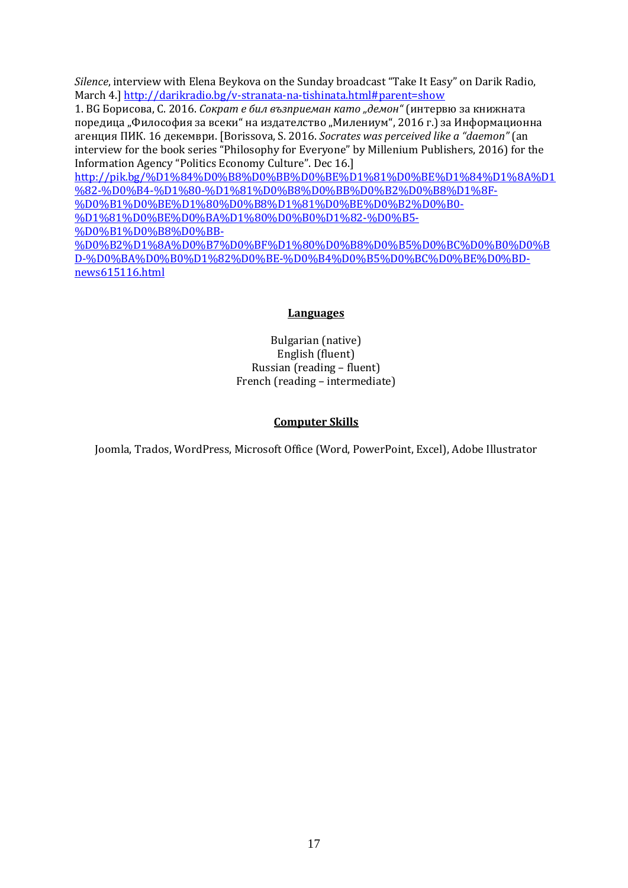*Silence*, interview with Elena Beykova on the Sunday broadcast "Take It Easy" on Darik Radio, March 4.] http://darikradio.bg/v-stranata-na-tishinata.html#parent=show

1. BG Борисова, С. 2016. *Сократ е бил възприеман като „демон"* (интервю за книжната поредица „Философия за всеки" на издателство „Милениум", 2016 г.) за Информационна агенция ПИК. 16 декември. [Borissova, S. 2016. *Socrates was perceived like a "daemon"* (an interview for the book series "Philosophy for Everyone" by Millenium Publishers, 2016) for the Information Agency "Politics Economy Culture". Dec 16.] http://pik.bg/%D1%84%D0%B8%D0%BB%D0%BE%D1%81%D0%BE%D1%84%D1%8A%D1%82-%D0%B4-%D1%80-%D1%81%D0%B8%D0%BB%D0%B2%D0%B8%D1%8F-%D0%B1%D0%BE%D1%80%D0%B8%D1%81%D0%BE%D0%B2%D0%B0-%D1%81%D0%BE%D0%BA%D1%80%D0%B0%D1%82-%D0%B5-%D0%B1%D0%B8%D0%BB-%D0%B2%D1%8A%D0%B7%D0%BF%D1%80%D0%B8%D0%B5%D0%BC%D0%B0%D0%BD-%D0%BA%D0%B0%D1%82%D0%BE-%D0%B4%D0%B5%D0%BC%D0%BE%D0%BD-news615116.html

## Languages

Bulgarian (native)
English (fluent)
Russian (reading – fluent)
French (reading – intermediate)

## Computer Skills

Joomla, Trados, WordPress, Microsoft Office (Word, PowerPoint, Excel), Adobe Illustrator